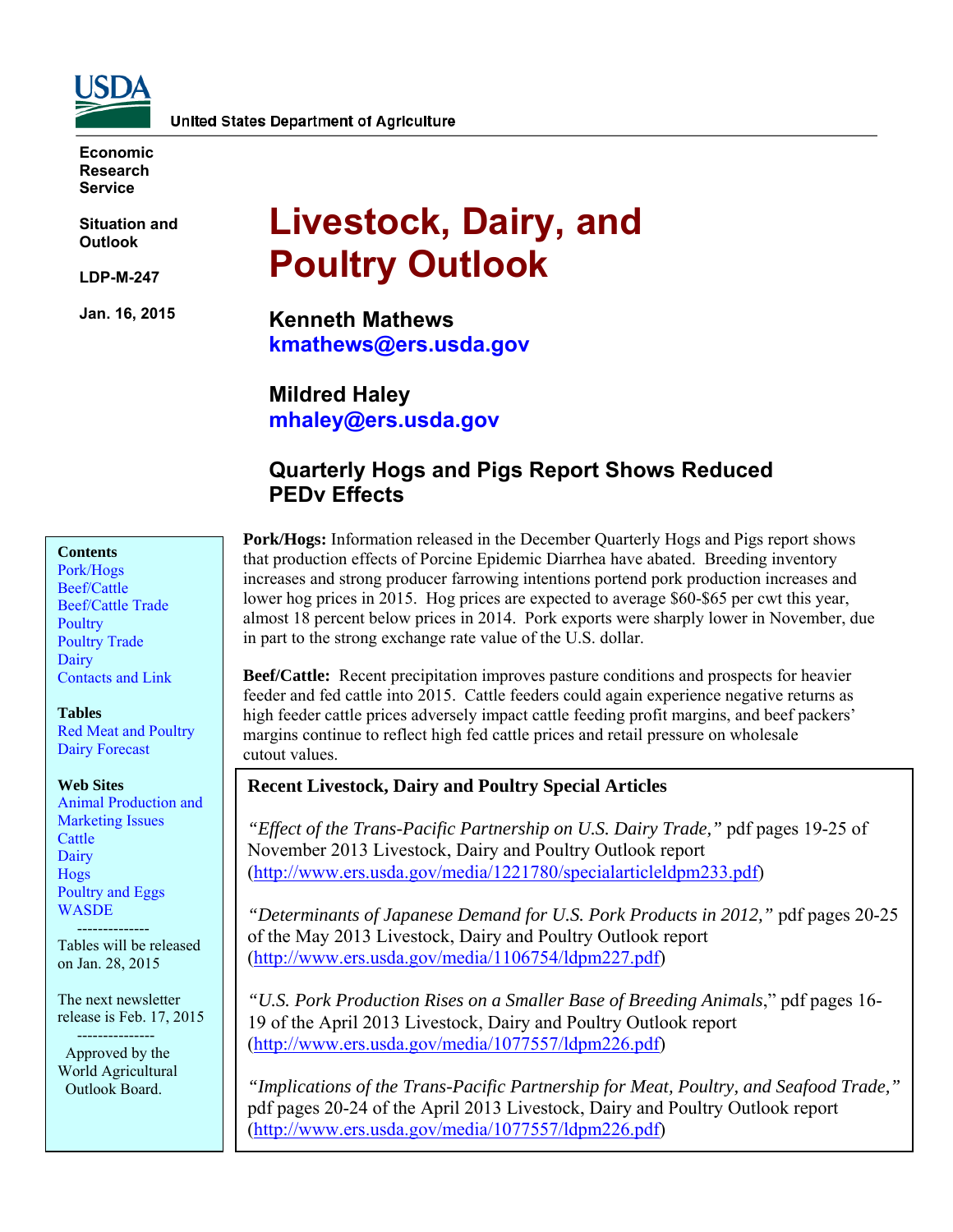United States Department of Agriculture

Economic Research Service

Situation and Outlook

LDP-M-247

Jan. 16, 2015

# Livestock, Dairy, and Poultry Outlook

**Kenneth Mathews**
kmathews@ers.usda.gov

**Mildred Haley**
mhaley@ers.usda.gov

## Quarterly Hogs and Pigs Report Shows Reduced PEDv Effects

**Contents**
- Pork/Hogs
- Beef/Cattle
- Beef/Cattle Trade
- Poultry
- Poultry Trade
- Dairy
- Contacts and Link

**Tables**
- Red Meat and Poultry
- Dairy Forecast

**Web Sites**
- Animal Production and Marketing Issues
- Cattle
- Dairy
- Hogs
- Poultry and Eggs
- WASDE

Tables will be released on Jan. 28, 2015

The next newsletter release is Feb. 17, 2015

Approved by the World Agricultural Outlook Board.

**Pork/Hogs:** Information released in the December Quarterly Hogs and Pigs report shows that production effects of Porcine Epidemic Diarrhea have abated. Breeding inventory increases and strong producer farrowing intentions portend pork production increases and lower hog prices in 2015. Hog prices are expected to average $60-$65 per cwt this year, almost 18 percent below prices in 2014. Pork exports were sharply lower in November, due in part to the strong exchange rate value of the U.S. dollar.

**Beef/Cattle:** Recent precipitation improves pasture conditions and prospects for heavier feeder and fed cattle into 2015. Cattle feeders could again experience negative returns as high feeder cattle prices adversely impact cattle feeding profit margins, and beef packers' margins continue to reflect high fed cattle prices and retail pressure on wholesale cutout values.

**Recent Livestock, Dairy and Poultry Special Articles**

*"Effect of the Trans-Pacific Partnership on U.S. Dairy Trade,"* pdf pages 19-25 of November 2013 Livestock, Dairy and Poultry Outlook report (http://www.ers.usda.gov/media/1221780/specialarticleldpm233.pdf)

*"Determinants of Japanese Demand for U.S. Pork Products in 2012,"* pdf pages 20-25 of the May 2013 Livestock, Dairy and Poultry Outlook report (http://www.ers.usda.gov/media/1106754/ldpm227.pdf)

*"U.S. Pork Production Rises on a Smaller Base of Breeding Animals*," pdf pages 16-19 of the April 2013 Livestock, Dairy and Poultry Outlook report (http://www.ers.usda.gov/media/1077557/ldpm226.pdf)

*"Implications of the Trans-Pacific Partnership for Meat, Poultry, and Seafood Trade,"* pdf pages 20-24 of the April 2013 Livestock, Dairy and Poultry Outlook report (http://www.ers.usda.gov/media/1077557/ldpm226.pdf)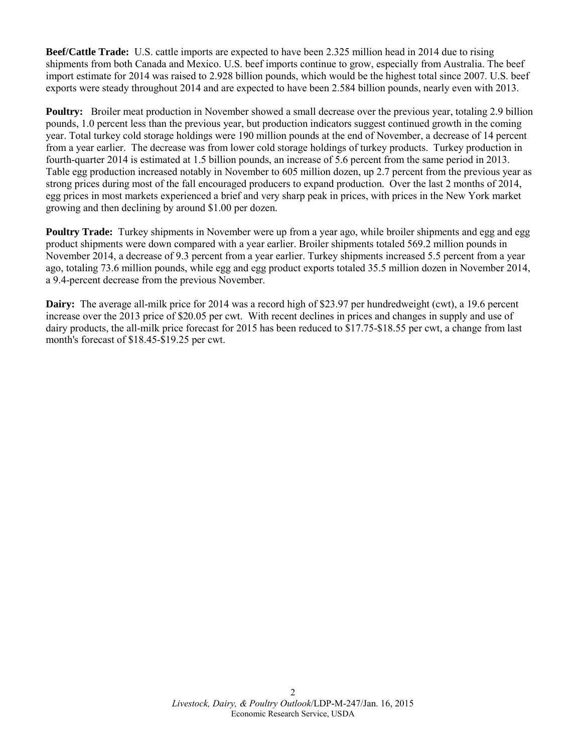**Beef/Cattle Trade:** U.S. cattle imports are expected to have been 2.325 million head in 2014 due to rising shipments from both Canada and Mexico. U.S. beef imports continue to grow, especially from Australia. The beef import estimate for 2014 was raised to 2.928 billion pounds, which would be the highest total since 2007. U.S. beef exports were steady throughout 2014 and are expected to have been 2.584 billion pounds, nearly even with 2013.

**Poultry:** Broiler meat production in November showed a small decrease over the previous year, totaling 2.9 billion pounds, 1.0 percent less than the previous year, but production indicators suggest continued growth in the coming year. Total turkey cold storage holdings were 190 million pounds at the end of November, a decrease of 14 percent from a year earlier. The decrease was from lower cold storage holdings of turkey products. Turkey production in fourth-quarter 2014 is estimated at 1.5 billion pounds, an increase of 5.6 percent from the same period in 2013. Table egg production increased notably in November to 605 million dozen, up 2.7 percent from the previous year as strong prices during most of the fall encouraged producers to expand production. Over the last 2 months of 2014, egg prices in most markets experienced a brief and very sharp peak in prices, with prices in the New York market growing and then declining by around $1.00 per dozen.

**Poultry Trade:** Turkey shipments in November were up from a year ago, while broiler shipments and egg and egg product shipments were down compared with a year earlier. Broiler shipments totaled 569.2 million pounds in November 2014, a decrease of 9.3 percent from a year earlier. Turkey shipments increased 5.5 percent from a year ago, totaling 73.6 million pounds, while egg and egg product exports totaled 35.5 million dozen in November 2014, a 9.4-percent decrease from the previous November.

**Dairy:** The average all-milk price for 2014 was a record high of $23.97 per hundredweight (cwt), a 19.6 percent increase over the 2013 price of $20.05 per cwt. With recent declines in prices and changes in supply and use of dairy products, the all-milk price forecast for 2015 has been reduced to $17.75-$18.55 per cwt, a change from last month's forecast of $18.45-$19.25 per cwt.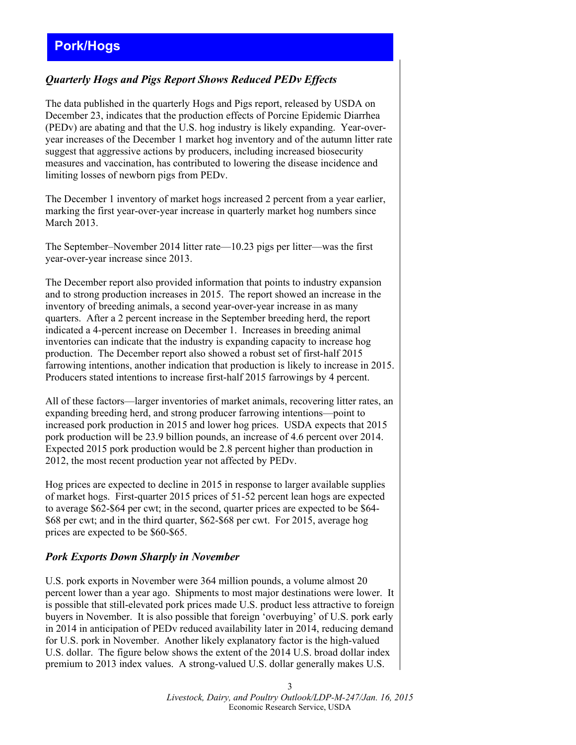# Pork/Hogs

## *Quarterly Hogs and Pigs Report Shows Reduced PEDv Effects*

The data published in the quarterly Hogs and Pigs report, released by USDA on December 23, indicates that the production effects of Porcine Epidemic Diarrhea (PEDv) are abating and that the U.S. hog industry is likely expanding. Year-over-year increases of the December 1 market hog inventory and of the autumn litter rate suggest that aggressive actions by producers, including increased biosecurity measures and vaccination, has contributed to lowering the disease incidence and limiting losses of newborn pigs from PEDv.

The December 1 inventory of market hogs increased 2 percent from a year earlier, marking the first year-over-year increase in quarterly market hog numbers since March 2013.

The September–November 2014 litter rate—10.23 pigs per litter—was the first year-over-year increase since 2013.

The December report also provided information that points to industry expansion and to strong production increases in 2015. The report showed an increase in the inventory of breeding animals, a second year-over-year increase in as many quarters. After a 2 percent increase in the September breeding herd, the report indicated a 4-percent increase on December 1. Increases in breeding animal inventories can indicate that the industry is expanding capacity to increase hog production. The December report also showed a robust set of first-half 2015 farrowing intentions, another indication that production is likely to increase in 2015. Producers stated intentions to increase first-half 2015 farrowings by 4 percent.

All of these factors—larger inventories of market animals, recovering litter rates, an expanding breeding herd, and strong producer farrowing intentions—point to increased pork production in 2015 and lower hog prices. USDA expects that 2015 pork production will be 23.9 billion pounds, an increase of 4.6 percent over 2014. Expected 2015 pork production would be 2.8 percent higher than production in 2012, the most recent production year not affected by PEDv.

Hog prices are expected to decline in 2015 in response to larger available supplies of market hogs. First-quarter 2015 prices of 51-52 percent lean hogs are expected to average $62-$64 per cwt; in the second, quarter prices are expected to be $64-$68 per cwt; and in the third quarter, $62-$68 per cwt. For 2015, average hog prices are expected to be $60-$65.

## *Pork Exports Down Sharply in November*

U.S. pork exports in November were 364 million pounds, a volume almost 20 percent lower than a year ago. Shipments to most major destinations were lower. It is possible that still-elevated pork prices made U.S. product less attractive to foreign buyers in November. It is also possible that foreign 'overbuying' of U.S. pork early in 2014 in anticipation of PEDv reduced availability later in 2014, reducing demand for U.S. pork in November. Another likely explanatory factor is the high-valued U.S. dollar. The figure below shows the extent of the 2014 U.S. broad dollar index premium to 2013 index values. A strong-valued U.S. dollar generally makes U.S.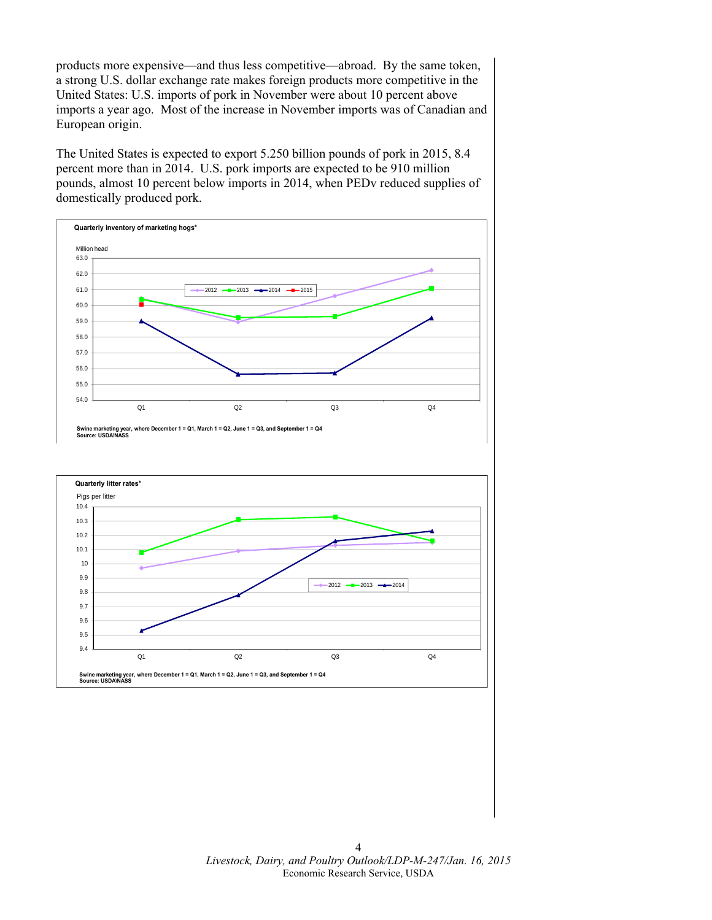products more expensive—and thus less competitive—abroad. By the same token, a strong U.S. dollar exchange rate makes foreign products more competitive in the United States: U.S. imports of pork in November were about 10 percent above imports a year ago. Most of the increase in November imports was of Canadian and European origin.

The United States is expected to export 5.250 billion pounds of pork in 2015, 8.4 percent more than in 2014. U.S. pork imports are expected to be 910 million pounds, almost 10 percent below imports in 2014, when PEDv reduced supplies of domestically produced pork.

**Quarterly inventory of marketing hogs***

Million head

Swine marketing year, where December 1 = Q1, March 1 = Q2, June 1 = Q3, and September 1 = Q4
Source: USDA\NASS

**Quarterly litter rates***

Pigs per litter

Swine marketing year, where December 1 = Q1, March 1 = Q2, June 1 = Q3, and September 1 = Q4
Source: USDA\NASS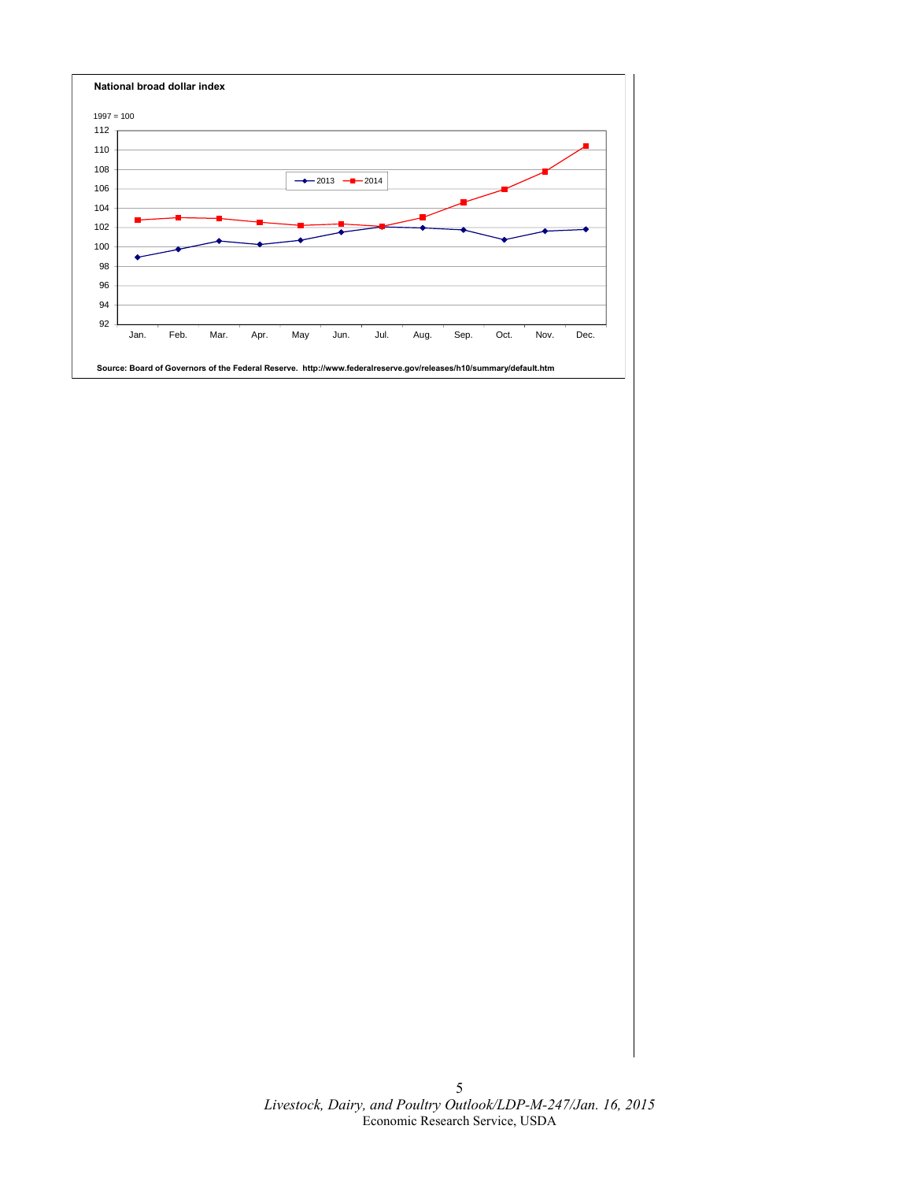**National broad dollar index**

1997 = 100

Source: Board of Governors of the Federal Reserve. http://www.federalreserve.gov/releases/h10/summary/default.htm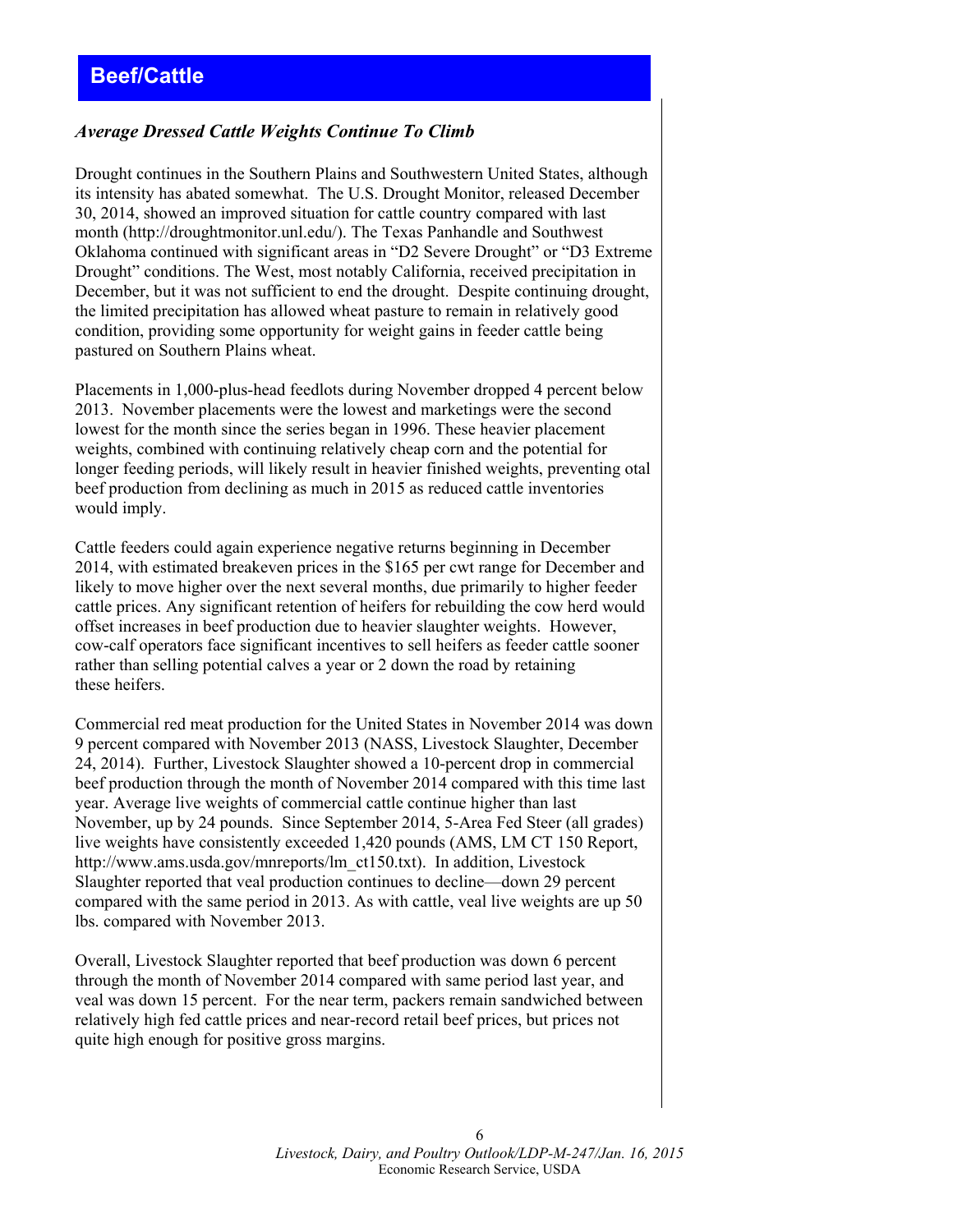# Beef/Cattle

## *Average Dressed Cattle Weights Continue To Climb*

Drought continues in the Southern Plains and Southwestern United States, although its intensity has abated somewhat. The U.S. Drought Monitor, released December 30, 2014, showed an improved situation for cattle country compared with last month (http://droughtmonitor.unl.edu/). The Texas Panhandle and Southwest Oklahoma continued with significant areas in "D2 Severe Drought" or "D3 Extreme Drought" conditions. The West, most notably California, received precipitation in December, but it was not sufficient to end the drought. Despite continuing drought, the limited precipitation has allowed wheat pasture to remain in relatively good condition, providing some opportunity for weight gains in feeder cattle being pastured on Southern Plains wheat.

Placements in 1,000-plus-head feedlots during November dropped 4 percent below 2013. November placements were the lowest and marketings were the second lowest for the month since the series began in 1996. These heavier placement weights, combined with continuing relatively cheap corn and the potential for longer feeding periods, will likely result in heavier finished weights, preventing otal beef production from declining as much in 2015 as reduced cattle inventories would imply.

Cattle feeders could again experience negative returns beginning in December 2014, with estimated breakeven prices in the $165 per cwt range for December and likely to move higher over the next several months, due primarily to higher feeder cattle prices. Any significant retention of heifers for rebuilding the cow herd would offset increases in beef production due to heavier slaughter weights. However, cow-calf operators face significant incentives to sell heifers as feeder cattle sooner rather than selling potential calves a year or 2 down the road by retaining these heifers.

Commercial red meat production for the United States in November 2014 was down 9 percent compared with November 2013 (NASS, Livestock Slaughter, December 24, 2014). Further, Livestock Slaughter showed a 10-percent drop in commercial beef production through the month of November 2014 compared with this time last year. Average live weights of commercial cattle continue higher than last November, up by 24 pounds. Since September 2014, 5-Area Fed Steer (all grades) live weights have consistently exceeded 1,420 pounds (AMS, LM CT 150 Report, http://www.ams.usda.gov/mnreports/lm_ct150.txt). In addition, Livestock Slaughter reported that veal production continues to decline—down 29 percent compared with the same period in 2013. As with cattle, veal live weights are up 50 lbs. compared with November 2013.

Overall, Livestock Slaughter reported that beef production was down 6 percent through the month of November 2014 compared with same period last year, and veal was down 15 percent. For the near term, packers remain sandwiched between relatively high fed cattle prices and near-record retail beef prices, but prices not quite high enough for positive gross margins.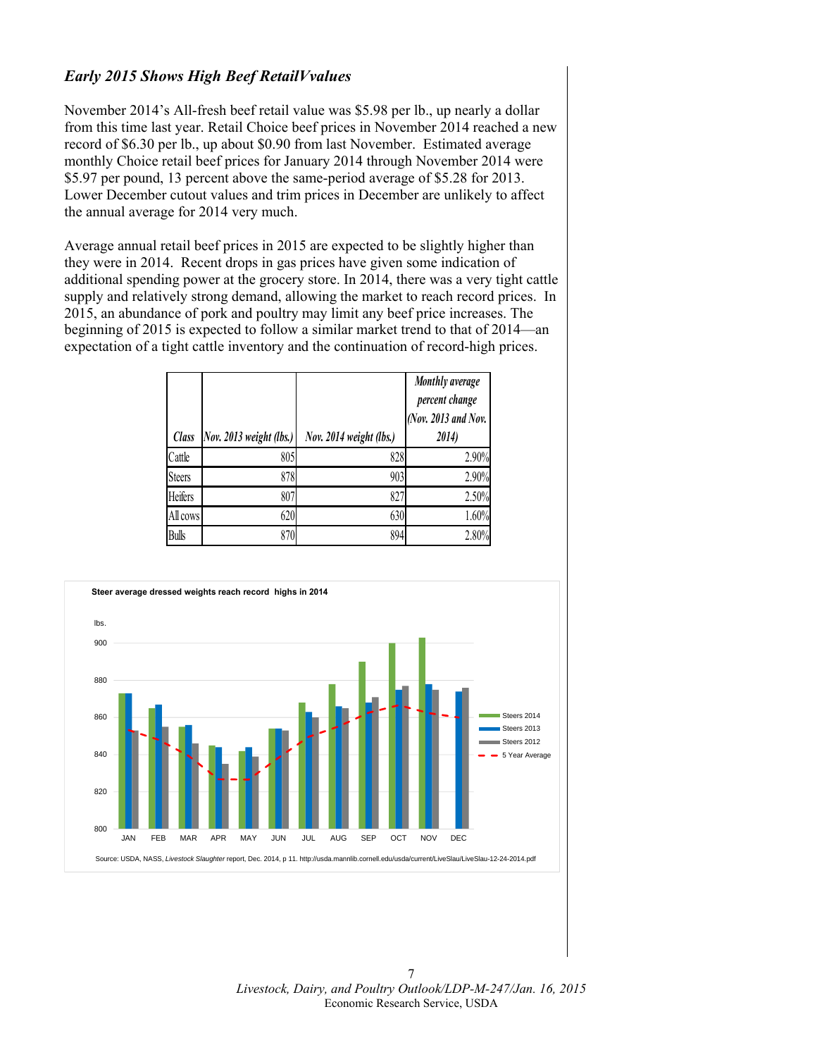### *Early 2015 Shows High Beef RetailVvalues*

November 2014's All-fresh beef retail value was $5.98 per lb., up nearly a dollar from this time last year. Retail Choice beef prices in November 2014 reached a new record of $6.30 per lb., up about $0.90 from last November. Estimated average monthly Choice retail beef prices for January 2014 through November 2014 were $5.97 per pound, 13 percent above the same-period average of $5.28 for 2013. Lower December cutout values and trim prices in December are unlikely to affect the annual average for 2014 very much.

Average annual retail beef prices in 2015 are expected to be slightly higher than they were in 2014. Recent drops in gas prices have given some indication of additional spending power at the grocery store. In 2014, there was a very tight cattle supply and relatively strong demand, allowing the market to reach record prices. In 2015, an abundance of pork and poultry may limit any beef price increases. The beginning of 2015 is expected to follow a similar market trend to that of 2014—an expectation of a tight cattle inventory and the continuation of record-high prices.

| *Class* | *Nov. 2013 weight (lbs.)* | *Nov. 2014 weight (lbs.)* | *Monthly average percent change (Nov. 2013 and Nov. 2014)* |
|---|---|---|---|
| Cattle | 805 | 828 | 2.90% |
| Steers | 878 | 903 | 2.90% |
| Heifers | 807 | 827 | 2.50% |
| All cows | 620 | 630 | 1.60% |
| Bulls | 870 | 894 | 2.80% |

**Steer average dressed weights reach record highs in 2014**

Source: USDA, NASS, *Livestock Slaughter* report, Dec. 2014, p 11. http://usda.mannlib.cornell.edu/usda/current/LiveSlau/LiveSlau-12-24-2014.pdf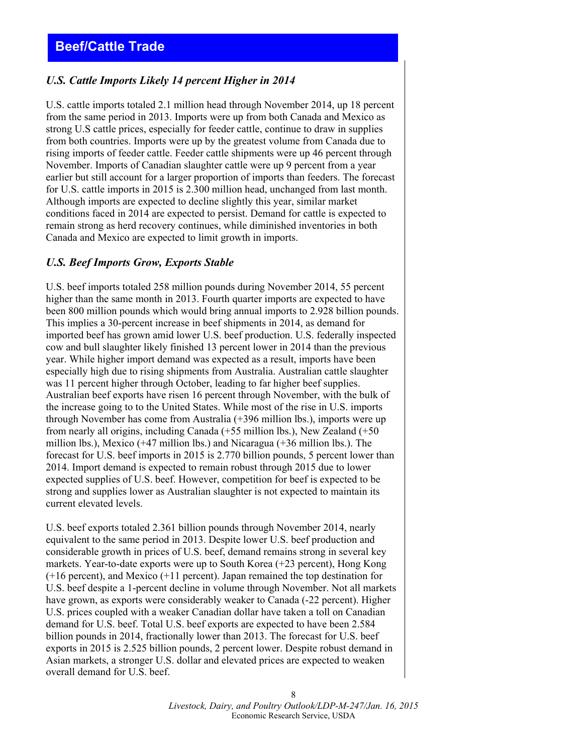# Beef/Cattle Trade

## *U.S. Cattle Imports Likely 14 percent Higher in 2014*

U.S. cattle imports totaled 2.1 million head through November 2014, up 18 percent from the same period in 2013. Imports were up from both Canada and Mexico as strong U.S cattle prices, especially for feeder cattle, continue to draw in supplies from both countries. Imports were up by the greatest volume from Canada due to rising imports of feeder cattle. Feeder cattle shipments were up 46 percent through November. Imports of Canadian slaughter cattle were up 9 percent from a year earlier but still account for a larger proportion of imports than feeders. The forecast for U.S. cattle imports in 2015 is 2.300 million head, unchanged from last month. Although imports are expected to decline slightly this year, similar market conditions faced in 2014 are expected to persist. Demand for cattle is expected to remain strong as herd recovery continues, while diminished inventories in both Canada and Mexico are expected to limit growth in imports.

## *U.S. Beef Imports Grow, Exports Stable*

U.S. beef imports totaled 258 million pounds during November 2014, 55 percent higher than the same month in 2013. Fourth quarter imports are expected to have been 800 million pounds which would bring annual imports to 2.928 billion pounds. This implies a 30-percent increase in beef shipments in 2014, as demand for imported beef has grown amid lower U.S. beef production. U.S. federally inspected cow and bull slaughter likely finished 13 percent lower in 2014 than the previous year. While higher import demand was expected as a result, imports have been especially high due to rising shipments from Australia. Australian cattle slaughter was 11 percent higher through October, leading to far higher beef supplies. Australian beef exports have risen 16 percent through November, with the bulk of the increase going to to the United States. While most of the rise in U.S. imports through November has come from Australia (+396 million lbs.), imports were up from nearly all origins, including Canada (+55 million lbs.), New Zealand (+50 million lbs.), Mexico (+47 million lbs.) and Nicaragua (+36 million lbs.). The forecast for U.S. beef imports in 2015 is 2.770 billion pounds, 5 percent lower than 2014. Import demand is expected to remain robust through 2015 due to lower expected supplies of U.S. beef. However, competition for beef is expected to be strong and supplies lower as Australian slaughter is not expected to maintain its current elevated levels.

U.S. beef exports totaled 2.361 billion pounds through November 2014, nearly equivalent to the same period in 2013. Despite lower U.S. beef production and considerable growth in prices of U.S. beef, demand remains strong in several key markets. Year-to-date exports were up to South Korea (+23 percent), Hong Kong (+16 percent), and Mexico (+11 percent). Japan remained the top destination for U.S. beef despite a 1-percent decline in volume through November. Not all markets have grown, as exports were considerably weaker to Canada (-22 percent). Higher U.S. prices coupled with a weaker Canadian dollar have taken a toll on Canadian demand for U.S. beef. Total U.S. beef exports are expected to have been 2.584 billion pounds in 2014, fractionally lower than 2013. The forecast for U.S. beef exports in 2015 is 2.525 billion pounds, 2 percent lower. Despite robust demand in Asian markets, a stronger U.S. dollar and elevated prices are expected to weaken overall demand for U.S. beef.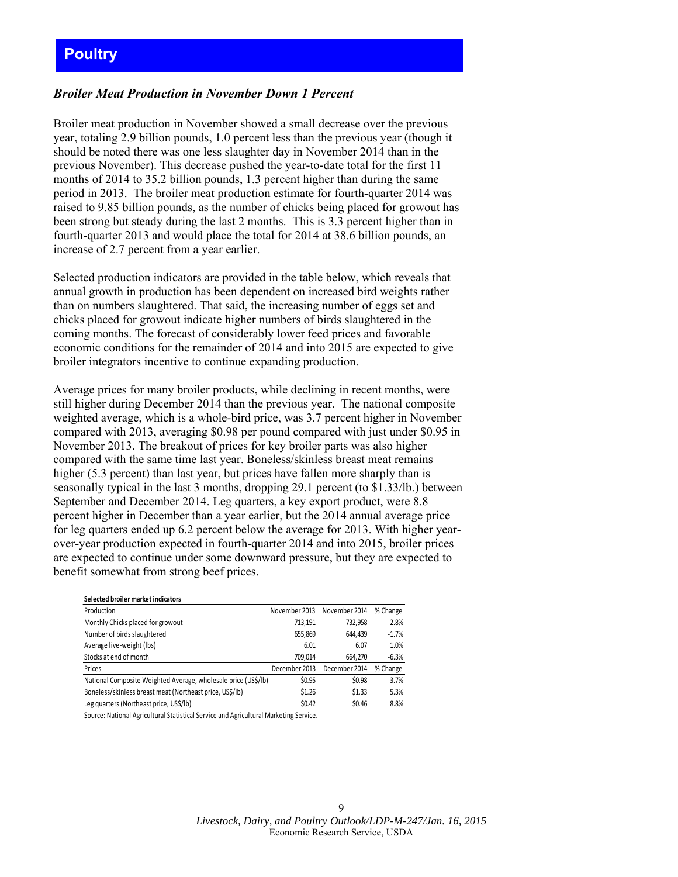# Poultry

### *Broiler Meat Production in November Down 1 Percent*

Broiler meat production in November showed a small decrease over the previous year, totaling 2.9 billion pounds, 1.0 percent less than the previous year (though it should be noted there was one less slaughter day in November 2014 than in the previous November). This decrease pushed the year-to-date total for the first 11 months of 2014 to 35.2 billion pounds, 1.3 percent higher than during the same period in 2013. The broiler meat production estimate for fourth-quarter 2014 was raised to 9.85 billion pounds, as the number of chicks being placed for growout has been strong but steady during the last 2 months. This is 3.3 percent higher than in fourth-quarter 2013 and would place the total for 2014 at 38.6 billion pounds, an increase of 2.7 percent from a year earlier.

Selected production indicators are provided in the table below, which reveals that annual growth in production has been dependent on increased bird weights rather than on numbers slaughtered. That said, the increasing number of eggs set and chicks placed for growout indicate higher numbers of birds slaughtered in the coming months. The forecast of considerably lower feed prices and favorable economic conditions for the remainder of 2014 and into 2015 are expected to give broiler integrators incentive to continue expanding production.

Average prices for many broiler products, while declining in recent months, were still higher during December 2014 than the previous year. The national composite weighted average, which is a whole-bird price, was 3.7 percent higher in November compared with 2013, averaging $0.98 per pound compared with just under $0.95 in November 2013. The breakout of prices for key broiler parts was also higher compared with the same time last year. Boneless/skinless breast meat remains higher (5.3 percent) than last year, but prices have fallen more sharply than is seasonally typical in the last 3 months, dropping 29.1 percent (to $1.33/lb.) between September and December 2014. Leg quarters, a key export product, were 8.8 percent higher in December than a year earlier, but the 2014 annual average price for leg quarters ended up 6.2 percent below the average for 2013. With higher year-over-year production expected in fourth-quarter 2014 and into 2015, broiler prices are expected to continue under some downward pressure, but they are expected to benefit somewhat from strong beef prices.

**Selected broiler market indicators**

| Production | November 2013 | November 2014 | % Change |
|---|---|---|---|
| Monthly Chicks placed for growout | 713,191 | 732,958 | 2.8% |
| Number of birds slaughtered | 655,869 | 644,439 | -1.7% |
| Average live-weight (lbs) | 6.01 | 6.07 | 1.0% |
| Stocks at end of month | 709,014 | 664,270 | -6.3% |
| **Prices** | **December 2013** | **December 2014** | **% Change** |
| National Composite Weighted Average, wholesale price (US$/lb) | $0.95 | $0.98 | 3.7% |
| Boneless/skinless breast meat (Northeast price, US$/lb) | $1.26 | $1.33 | 5.3% |
| Leg quarters (Northeast price, US$/lb) | $0.42 | $0.46 | 8.8% |

Source: National Agricultural Statistical Service and Agricultural Marketing Service.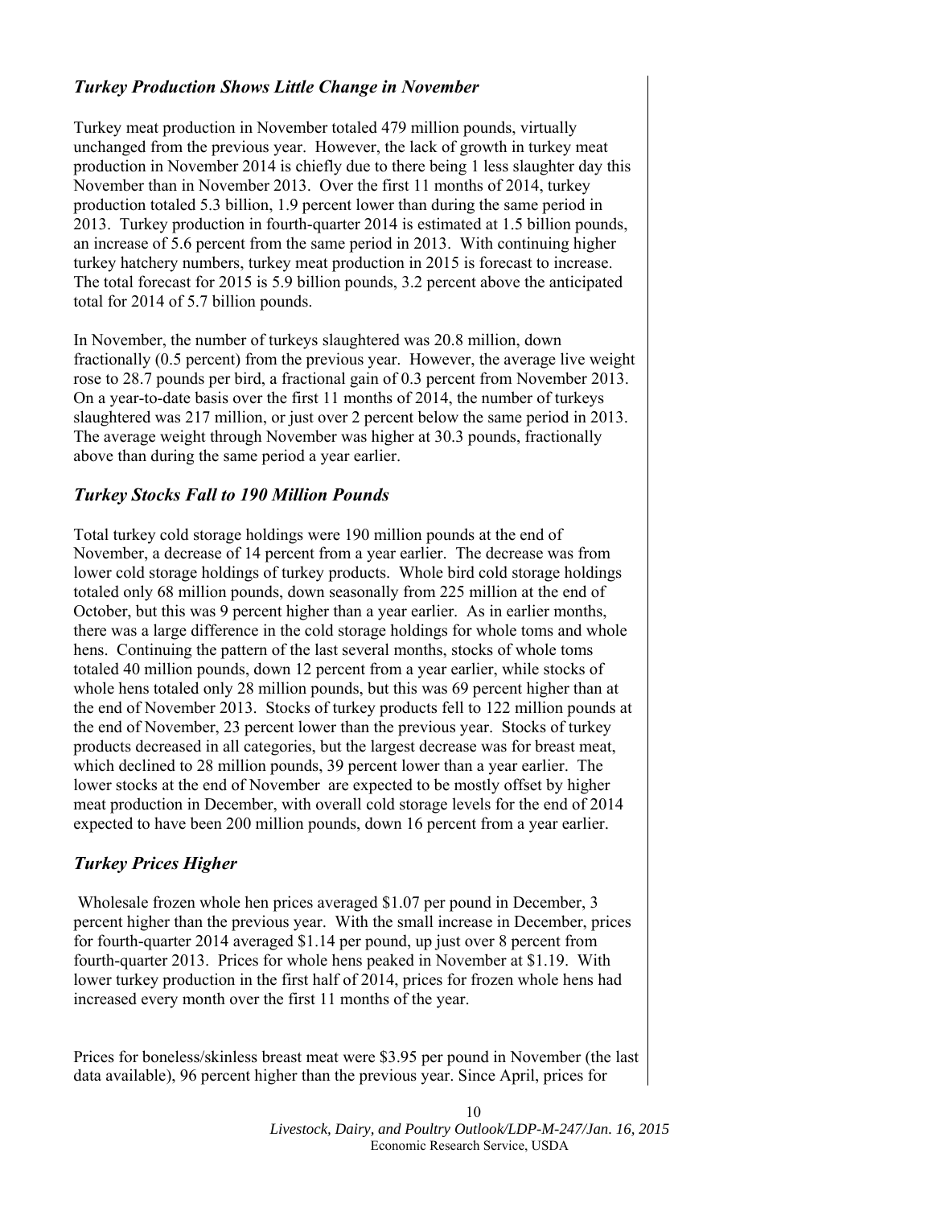### *Turkey Production Shows Little Change in November*

Turkey meat production in November totaled 479 million pounds, virtually unchanged from the previous year. However, the lack of growth in turkey meat production in November 2014 is chiefly due to there being 1 less slaughter day this November than in November 2013. Over the first 11 months of 2014, turkey production totaled 5.3 billion, 1.9 percent lower than during the same period in 2013. Turkey production in fourth-quarter 2014 is estimated at 1.5 billion pounds, an increase of 5.6 percent from the same period in 2013. With continuing higher turkey hatchery numbers, turkey meat production in 2015 is forecast to increase. The total forecast for 2015 is 5.9 billion pounds, 3.2 percent above the anticipated total for 2014 of 5.7 billion pounds.

In November, the number of turkeys slaughtered was 20.8 million, down fractionally (0.5 percent) from the previous year. However, the average live weight rose to 28.7 pounds per bird, a fractional gain of 0.3 percent from November 2013. On a year-to-date basis over the first 11 months of 2014, the number of turkeys slaughtered was 217 million, or just over 2 percent below the same period in 2013. The average weight through November was higher at 30.3 pounds, fractionally above than during the same period a year earlier.

### *Turkey Stocks Fall to 190 Million Pounds*

Total turkey cold storage holdings were 190 million pounds at the end of November, a decrease of 14 percent from a year earlier. The decrease was from lower cold storage holdings of turkey products. Whole bird cold storage holdings totaled only 68 million pounds, down seasonally from 225 million at the end of October, but this was 9 percent higher than a year earlier. As in earlier months, there was a large difference in the cold storage holdings for whole toms and whole hens. Continuing the pattern of the last several months, stocks of whole toms totaled 40 million pounds, down 12 percent from a year earlier, while stocks of whole hens totaled only 28 million pounds, but this was 69 percent higher than at the end of November 2013. Stocks of turkey products fell to 122 million pounds at the end of November, 23 percent lower than the previous year. Stocks of turkey products decreased in all categories, but the largest decrease was for breast meat, which declined to 28 million pounds, 39 percent lower than a year earlier. The lower stocks at the end of November are expected to be mostly offset by higher meat production in December, with overall cold storage levels for the end of 2014 expected to have been 200 million pounds, down 16 percent from a year earlier.

### *Turkey Prices Higher*

Wholesale frozen whole hen prices averaged $1.07 per pound in December, 3 percent higher than the previous year. With the small increase in December, prices for fourth-quarter 2014 averaged $1.14 per pound, up just over 8 percent from fourth-quarter 2013. Prices for whole hens peaked in November at $1.19. With lower turkey production in the first half of 2014, prices for frozen whole hens had increased every month over the first 11 months of the year.

Prices for boneless/skinless breast meat were $3.95 per pound in November (the last data available), 96 percent higher than the previous year. Since April, prices for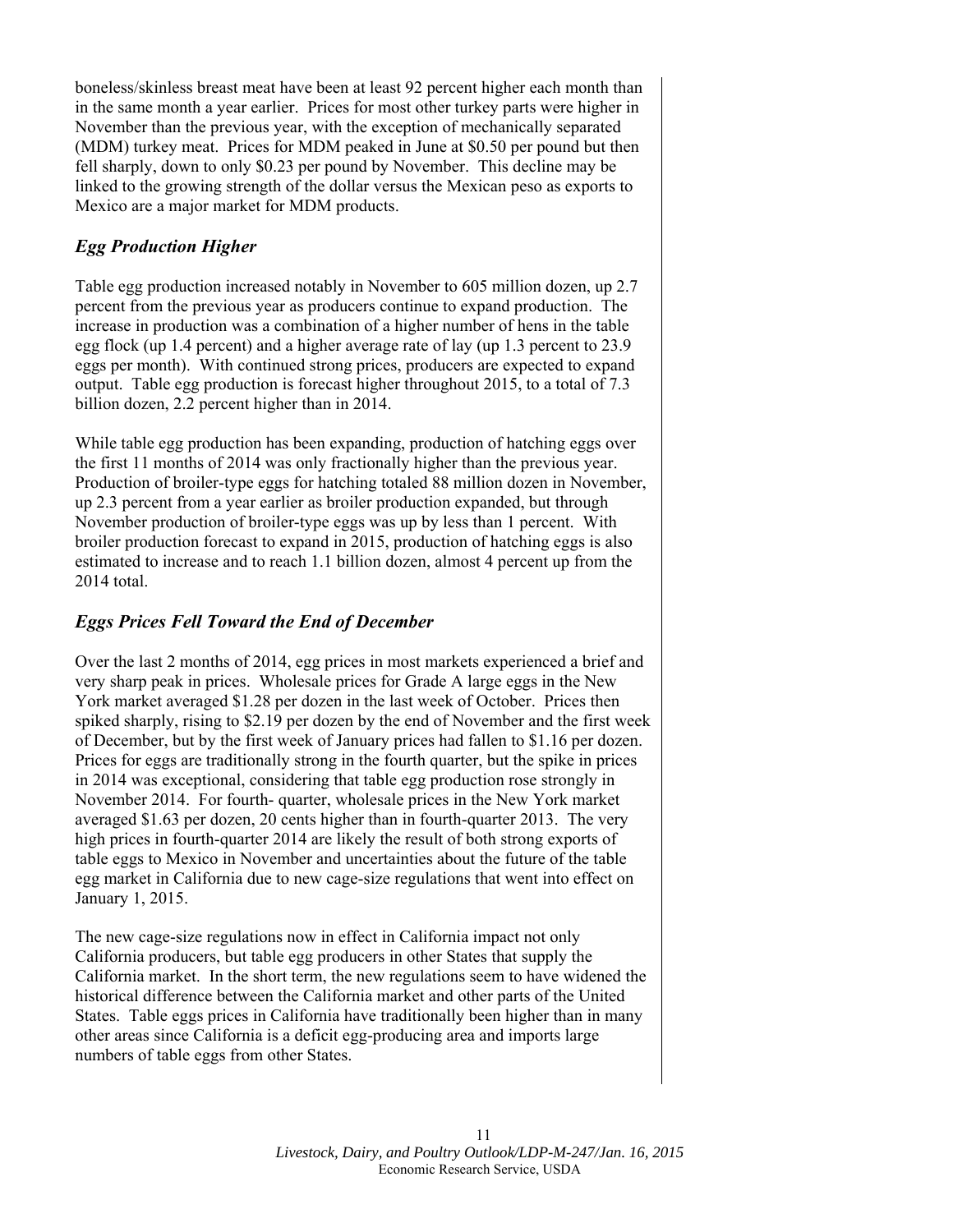boneless/skinless breast meat have been at least 92 percent higher each month than in the same month a year earlier. Prices for most other turkey parts were higher in November than the previous year, with the exception of mechanically separated (MDM) turkey meat. Prices for MDM peaked in June at $0.50 per pound but then fell sharply, down to only $0.23 per pound by November. This decline may be linked to the growing strength of the dollar versus the Mexican peso as exports to Mexico are a major market for MDM products.

### *Egg Production Higher*

Table egg production increased notably in November to 605 million dozen, up 2.7 percent from the previous year as producers continue to expand production. The increase in production was a combination of a higher number of hens in the table egg flock (up 1.4 percent) and a higher average rate of lay (up 1.3 percent to 23.9 eggs per month). With continued strong prices, producers are expected to expand output. Table egg production is forecast higher throughout 2015, to a total of 7.3 billion dozen, 2.2 percent higher than in 2014.

While table egg production has been expanding, production of hatching eggs over the first 11 months of 2014 was only fractionally higher than the previous year. Production of broiler-type eggs for hatching totaled 88 million dozen in November, up 2.3 percent from a year earlier as broiler production expanded, but through November production of broiler-type eggs was up by less than 1 percent. With broiler production forecast to expand in 2015, production of hatching eggs is also estimated to increase and to reach 1.1 billion dozen, almost 4 percent up from the 2014 total.

### *Eggs Prices Fell Toward the End of December*

Over the last 2 months of 2014, egg prices in most markets experienced a brief and very sharp peak in prices. Wholesale prices for Grade A large eggs in the New York market averaged $1.28 per dozen in the last week of October. Prices then spiked sharply, rising to $2.19 per dozen by the end of November and the first week of December, but by the first week of January prices had fallen to $1.16 per dozen. Prices for eggs are traditionally strong in the fourth quarter, but the spike in prices in 2014 was exceptional, considering that table egg production rose strongly in November 2014. For fourth- quarter, wholesale prices in the New York market averaged $1.63 per dozen, 20 cents higher than in fourth-quarter 2013. The very high prices in fourth-quarter 2014 are likely the result of both strong exports of table eggs to Mexico in November and uncertainties about the future of the table egg market in California due to new cage-size regulations that went into effect on January 1, 2015.

The new cage-size regulations now in effect in California impact not only California producers, but table egg producers in other States that supply the California market. In the short term, the new regulations seem to have widened the historical difference between the California market and other parts of the United States. Table eggs prices in California have traditionally been higher than in many other areas since California is a deficit egg-producing area and imports large numbers of table eggs from other States.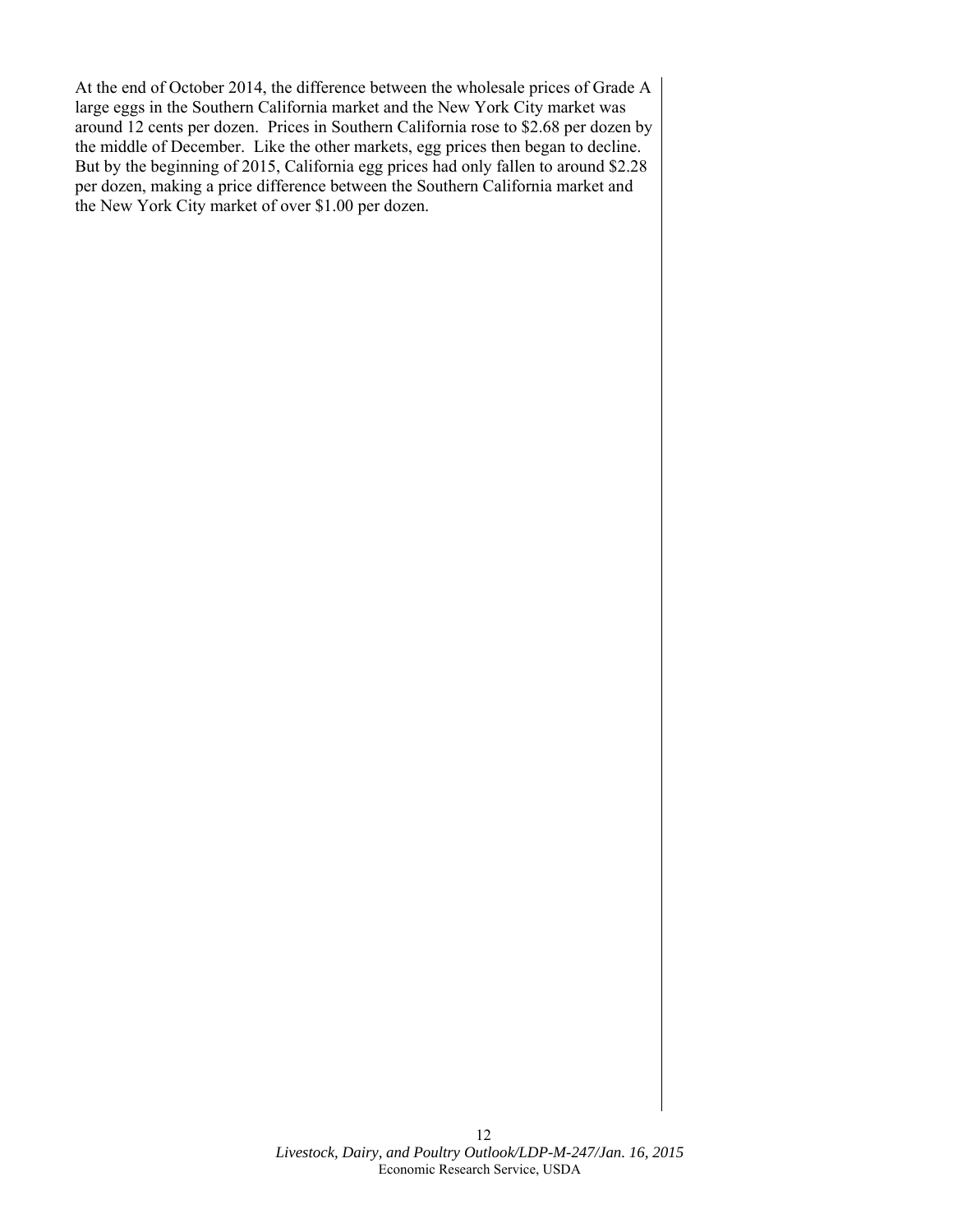At the end of October 2014, the difference between the wholesale prices of Grade A large eggs in the Southern California market and the New York City market was around 12 cents per dozen. Prices in Southern California rose to $2.68 per dozen by the middle of December. Like the other markets, egg prices then began to decline. But by the beginning of 2015, California egg prices had only fallen to around $2.28 per dozen, making a price difference between the Southern California market and the New York City market of over $1.00 per dozen.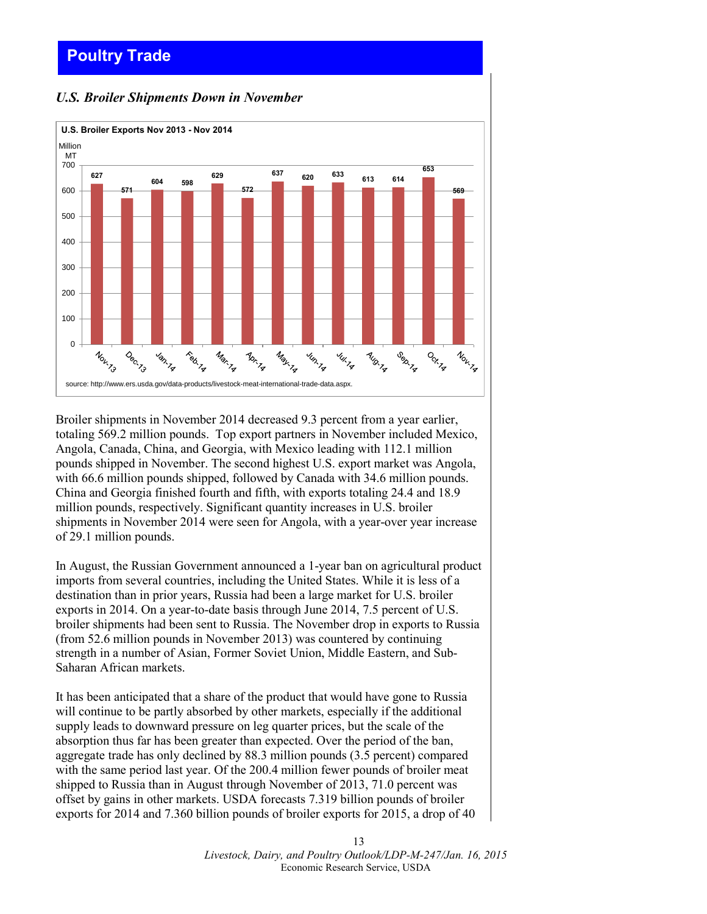# Poultry Trade

### *U.S. Broiler Shipments Down in November*

**U.S. Broiler Exports Nov 2013 - Nov 2014**

| Month | Million MT |
|---|---|
| Nov-13 | 627 |
| Dec-13 | 571 |
| Jan-14 | 604 |
| Feb-14 | 598 |
| Mar-14 | 629 |
| Apr-14 | 572 |
| May-14 | 637 |
| Jun-14 | 620 |
| Jul-14 | 633 |
| Aug-14 | 613 |
| Sep-14 | 614 |
| Oct-14 | 653 |
| Nov-14 | 569 |

source: http://www.ers.usda.gov/data-products/livestock-meat-international-trade-data.aspx.

Broiler shipments in November 2014 decreased 9.3 percent from a year earlier, totaling 569.2 million pounds. Top export partners in November included Mexico, Angola, Canada, China, and Georgia, with Mexico leading with 112.1 million pounds shipped in November. The second highest U.S. export market was Angola, with 66.6 million pounds shipped, followed by Canada with 34.6 million pounds. China and Georgia finished fourth and fifth, with exports totaling 24.4 and 18.9 million pounds, respectively. Significant quantity increases in U.S. broiler shipments in November 2014 were seen for Angola, with a year-over year increase of 29.1 million pounds.

In August, the Russian Government announced a 1-year ban on agricultural product imports from several countries, including the United States. While it is less of a destination than in prior years, Russia had been a large market for U.S. broiler exports in 2014. On a year-to-date basis through June 2014, 7.5 percent of U.S. broiler shipments had been sent to Russia. The November drop in exports to Russia (from 52.6 million pounds in November 2013) was countered by continuing strength in a number of Asian, Former Soviet Union, Middle Eastern, and Sub-Saharan African markets.

It has been anticipated that a share of the product that would have gone to Russia will continue to be partly absorbed by other markets, especially if the additional supply leads to downward pressure on leg quarter prices, but the scale of the absorption thus far has been greater than expected. Over the period of the ban, aggregate trade has only declined by 88.3 million pounds (3.5 percent) compared with the same period last year. Of the 200.4 million fewer pounds of broiler meat shipped to Russia than in August through November of 2013, 71.0 percent was offset by gains in other markets. USDA forecasts 7.319 billion pounds of broiler exports for 2014 and 7.360 billion pounds of broiler exports for 2015, a drop of 40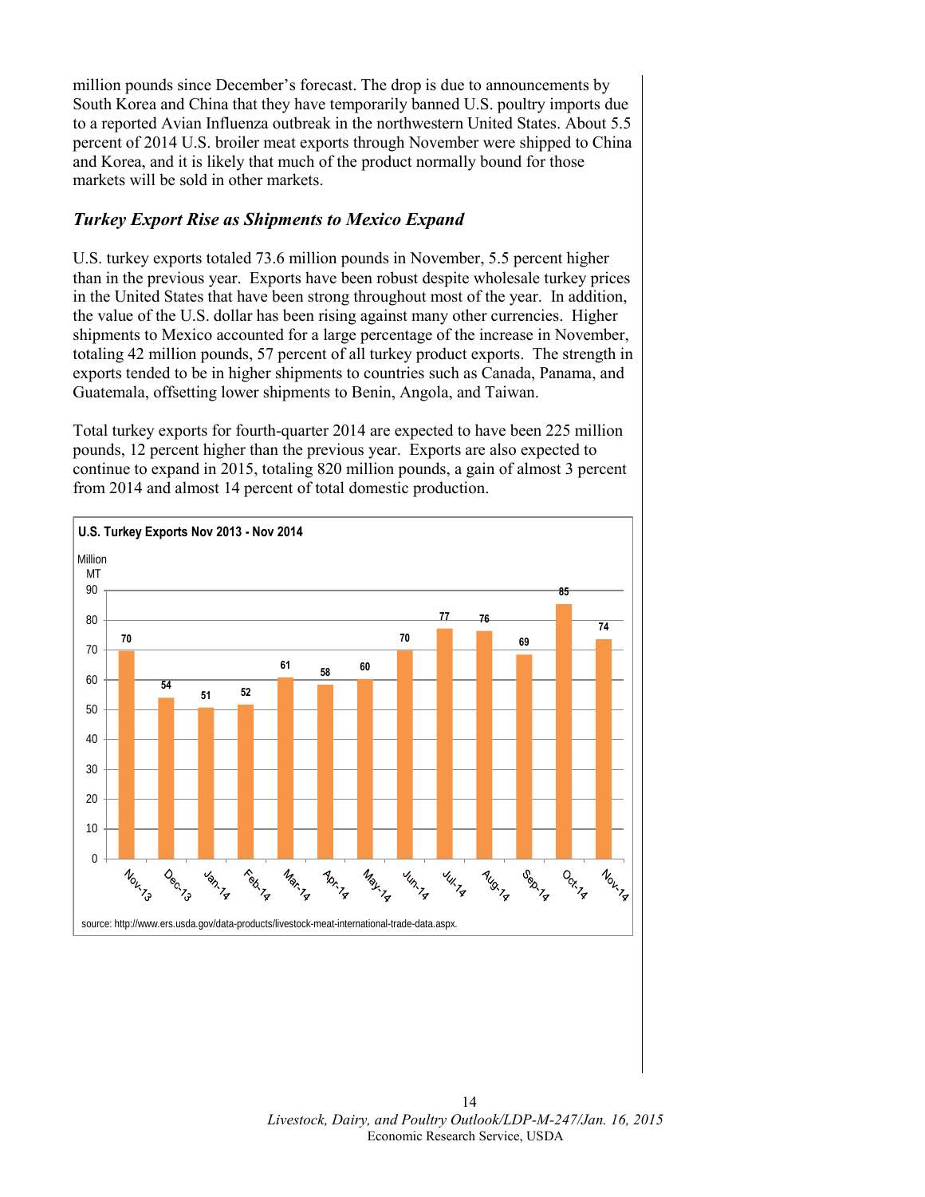million pounds since December's forecast. The drop is due to announcements by South Korea and China that they have temporarily banned U.S. poultry imports due to a reported Avian Influenza outbreak in the northwestern United States. About 5.5 percent of 2014 U.S. broiler meat exports through November were shipped to China and Korea, and it is likely that much of the product normally bound for those markets will be sold in other markets.

### *Turkey Export Rise as Shipments to Mexico Expand*

U.S. turkey exports totaled 73.6 million pounds in November, 5.5 percent higher than in the previous year. Exports have been robust despite wholesale turkey prices in the United States that have been strong throughout most of the year. In addition, the value of the U.S. dollar has been rising against many other currencies. Higher shipments to Mexico accounted for a large percentage of the increase in November, totaling 42 million pounds, 57 percent of all turkey product exports. The strength in exports tended to be in higher shipments to countries such as Canada, Panama, and Guatemala, offsetting lower shipments to Benin, Angola, and Taiwan.

Total turkey exports for fourth-quarter 2014 are expected to have been 225 million pounds, 12 percent higher than the previous year. Exports are also expected to continue to expand in 2015, totaling 820 million pounds, a gain of almost 3 percent from 2014 and almost 14 percent of total domestic production.

**U.S. Turkey Exports Nov 2013 - Nov 2014**

| Month | Million MT |
|---|---|
| Nov-13 | 70 |
| Dec-13 | 54 |
| Jan-14 | 51 |
| Feb-14 | 52 |
| Mar-14 | 61 |
| Apr-14 | 58 |
| May-14 | 60 |
| Jun-14 | 70 |
| Jul-14 | 77 |
| Aug-14 | 76 |
| Sep-14 | 69 |
| Oct-14 | 85 |
| Nov-14 | 74 |

source: http://www.ers.usda.gov/data-products/livestock-meat-international-trade-data.aspx.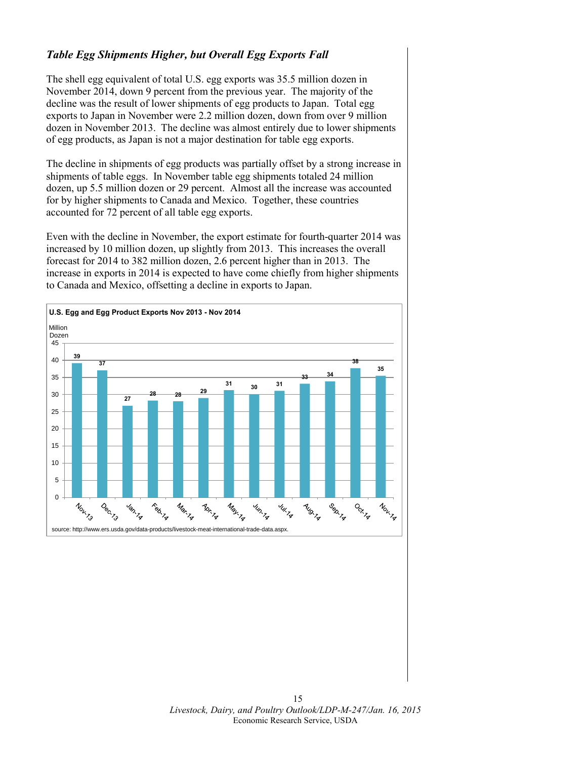### *Table Egg Shipments Higher, but Overall Egg Exports Fall*

The shell egg equivalent of total U.S. egg exports was 35.5 million dozen in November 2014, down 9 percent from the previous year. The majority of the decline was the result of lower shipments of egg products to Japan. Total egg exports to Japan in November were 2.2 million dozen, down from over 9 million dozen in November 2013. The decline was almost entirely due to lower shipments of egg products, as Japan is not a major destination for table egg exports.

The decline in shipments of egg products was partially offset by a strong increase in shipments of table eggs. In November table egg shipments totaled 24 million dozen, up 5.5 million dozen or 29 percent. Almost all the increase was accounted for by higher shipments to Canada and Mexico. Together, these countries accounted for 72 percent of all table egg exports.

Even with the decline in November, the export estimate for fourth-quarter 2014 was increased by 10 million dozen, up slightly from 2013. This increases the overall forecast for 2014 to 382 million dozen, 2.6 percent higher than in 2013. The increase in exports in 2014 is expected to have come chiefly from higher shipments to Canada and Mexico, offsetting a decline in exports to Japan.

**U.S. Egg and Egg Product Exports Nov 2013 - Nov 2014**

Million Dozen

| Nov-13 | Dec-13 | Jan-14 | Feb-14 | Mar-14 | Apr-14 | May-14 | Jun-14 | Jul-14 | Aug-14 | Sep-14 | Oct-14 | Nov-14 |
|---|---|---|---|---|---|---|---|---|---|---|---|---|
| 39 | 37 | 27 | 28 | 28 | 29 | 31 | 30 | 31 | 33 | 34 | 38 | 35 |

source: http://www.ers.usda.gov/data-products/livestock-meat-international-trade-data.aspx.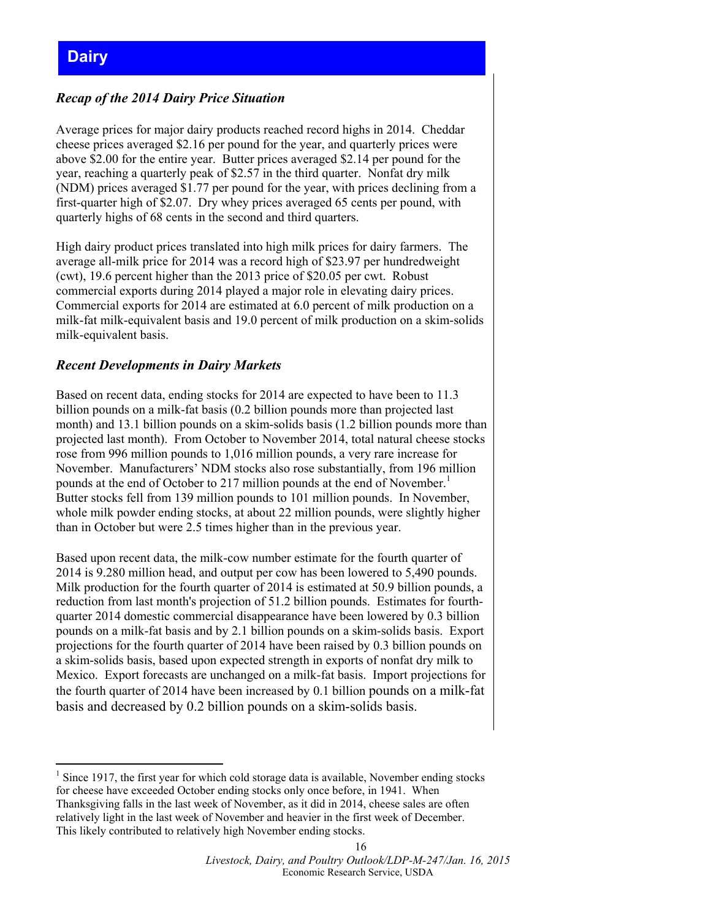# Dairy

### *Recap of the 2014 Dairy Price Situation*

Average prices for major dairy products reached record highs in 2014. Cheddar cheese prices averaged $2.16 per pound for the year, and quarterly prices were above $2.00 for the entire year. Butter prices averaged $2.14 per pound for the year, reaching a quarterly peak of $2.57 in the third quarter. Nonfat dry milk (NDM) prices averaged $1.77 per pound for the year, with prices declining from a first-quarter high of $2.07. Dry whey prices averaged 65 cents per pound, with quarterly highs of 68 cents in the second and third quarters.

High dairy product prices translated into high milk prices for dairy farmers. The average all-milk price for 2014 was a record high of $23.97 per hundredweight (cwt), 19.6 percent higher than the 2013 price of $20.05 per cwt. Robust commercial exports during 2014 played a major role in elevating dairy prices. Commercial exports for 2014 are estimated at 6.0 percent of milk production on a milk-fat milk-equivalent basis and 19.0 percent of milk production on a skim-solids milk-equivalent basis.

### *Recent Developments in Dairy Markets*

Based on recent data, ending stocks for 2014 are expected to have been to 11.3 billion pounds on a milk-fat basis (0.2 billion pounds more than projected last month) and 13.1 billion pounds on a skim-solids basis (1.2 billion pounds more than projected last month). From October to November 2014, total natural cheese stocks rose from 996 million pounds to 1,016 million pounds, a very rare increase for November. Manufacturers' NDM stocks also rose substantially, from 196 million pounds at the end of October to 217 million pounds at the end of November.[1] Butter stocks fell from 139 million pounds to 101 million pounds. In November, whole milk powder ending stocks, at about 22 million pounds, were slightly higher than in October but were 2.5 times higher than in the previous year.

Based upon recent data, the milk-cow number estimate for the fourth quarter of 2014 is 9.280 million head, and output per cow has been lowered to 5,490 pounds. Milk production for the fourth quarter of 2014 is estimated at 50.9 billion pounds, a reduction from last month's projection of 51.2 billion pounds. Estimates for fourth-quarter 2014 domestic commercial disappearance have been lowered by 0.3 billion pounds on a milk-fat basis and by 2.1 billion pounds on a skim-solids basis. Export projections for the fourth quarter of 2014 have been raised by 0.3 billion pounds on a skim-solids basis, based upon expected strength in exports of nonfat dry milk to Mexico. Export forecasts are unchanged on a milk-fat basis. Import projections for the fourth quarter of 2014 have been increased by 0.1 billion pounds on a milk-fat basis and decreased by 0.2 billion pounds on a skim-solids basis.

---

[1] Since 1917, the first year for which cold storage data is available, November ending stocks for cheese have exceeded October ending stocks only once before, in 1941. When Thanksgiving falls in the last week of November, as it did in 2014, cheese sales are often relatively light in the last week of November and heavier in the first week of December. This likely contributed to relatively high November ending stocks.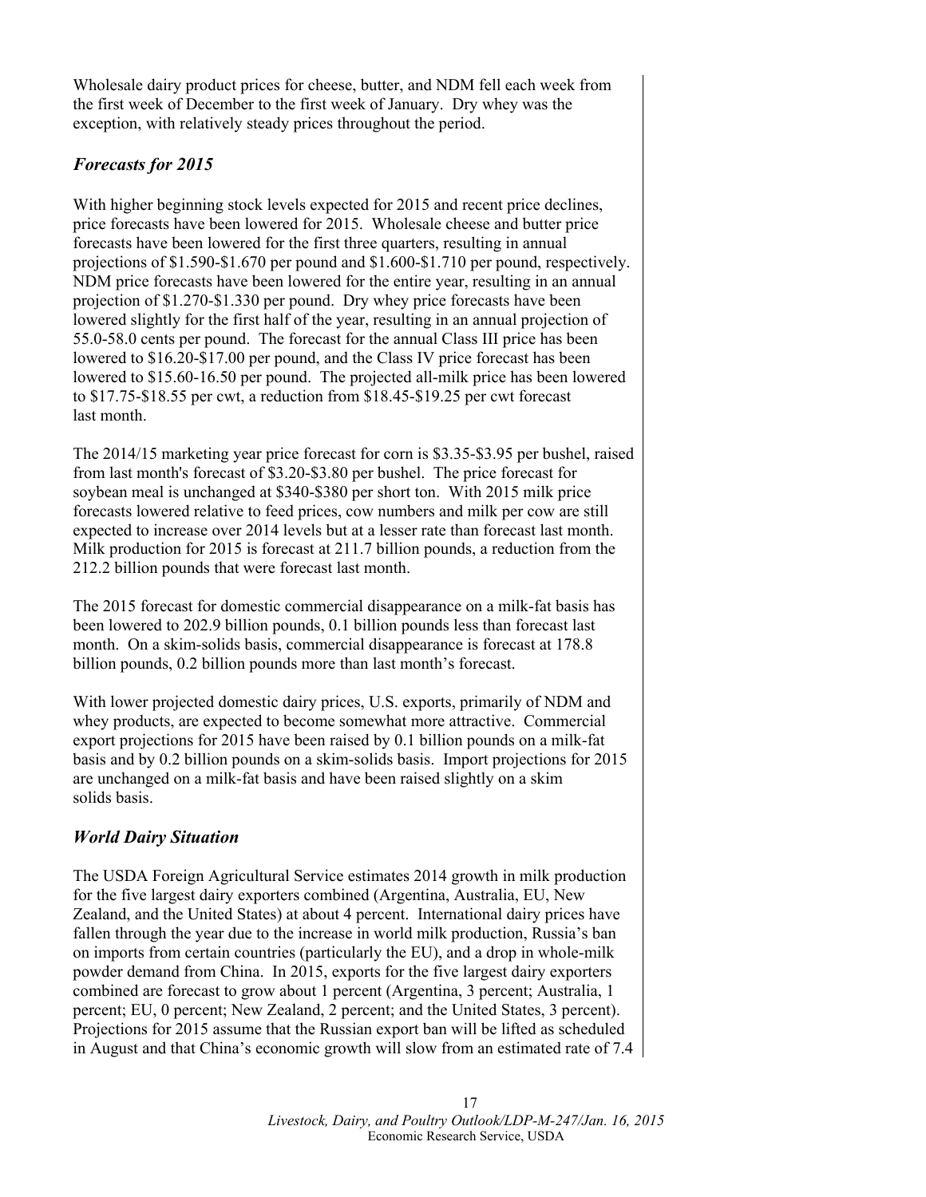Wholesale dairy product prices for cheese, butter, and NDM fell each week from the first week of December to the first week of January. Dry whey was the exception, with relatively steady prices throughout the period.

## *Forecasts for 2015*

With higher beginning stock levels expected for 2015 and recent price declines, price forecasts have been lowered for 2015. Wholesale cheese and butter price forecasts have been lowered for the first three quarters, resulting in annual projections of $1.590-$1.670 per pound and $1.600-$1.710 per pound, respectively. NDM price forecasts have been lowered for the entire year, resulting in an annual projection of $1.270-$1.330 per pound. Dry whey price forecasts have been lowered slightly for the first half of the year, resulting in an annual projection of 55.0-58.0 cents per pound. The forecast for the annual Class III price has been lowered to $16.20-$17.00 per pound, and the Class IV price forecast has been lowered to $15.60-16.50 per pound. The projected all-milk price has been lowered to $17.75-$18.55 per cwt, a reduction from $18.45-$19.25 per cwt forecast last month.

The 2014/15 marketing year price forecast for corn is $3.35-$3.95 per bushel, raised from last month's forecast of $3.20-$3.80 per bushel. The price forecast for soybean meal is unchanged at $340-$380 per short ton. With 2015 milk price forecasts lowered relative to feed prices, cow numbers and milk per cow are still expected to increase over 2014 levels but at a lesser rate than forecast last month. Milk production for 2015 is forecast at 211.7 billion pounds, a reduction from the 212.2 billion pounds that were forecast last month.

The 2015 forecast for domestic commercial disappearance on a milk-fat basis has been lowered to 202.9 billion pounds, 0.1 billion pounds less than forecast last month. On a skim-solids basis, commercial disappearance is forecast at 178.8 billion pounds, 0.2 billion pounds more than last month's forecast.

With lower projected domestic dairy prices, U.S. exports, primarily of NDM and whey products, are expected to become somewhat more attractive. Commercial export projections for 2015 have been raised by 0.1 billion pounds on a milk-fat basis and by 0.2 billion pounds on a skim-solids basis. Import projections for 2015 are unchanged on a milk-fat basis and have been raised slightly on a skim solids basis.

## *World Dairy Situation*

The USDA Foreign Agricultural Service estimates 2014 growth in milk production for the five largest dairy exporters combined (Argentina, Australia, EU, New Zealand, and the United States) at about 4 percent. International dairy prices have fallen through the year due to the increase in world milk production, Russia's ban on imports from certain countries (particularly the EU), and a drop in whole-milk powder demand from China. In 2015, exports for the five largest dairy exporters combined are forecast to grow about 1 percent (Argentina, 3 percent; Australia, 1 percent; EU, 0 percent; New Zealand, 2 percent; and the United States, 3 percent). Projections for 2015 assume that the Russian export ban will be lifted as scheduled in August and that China's economic growth will slow from an estimated rate of 7.4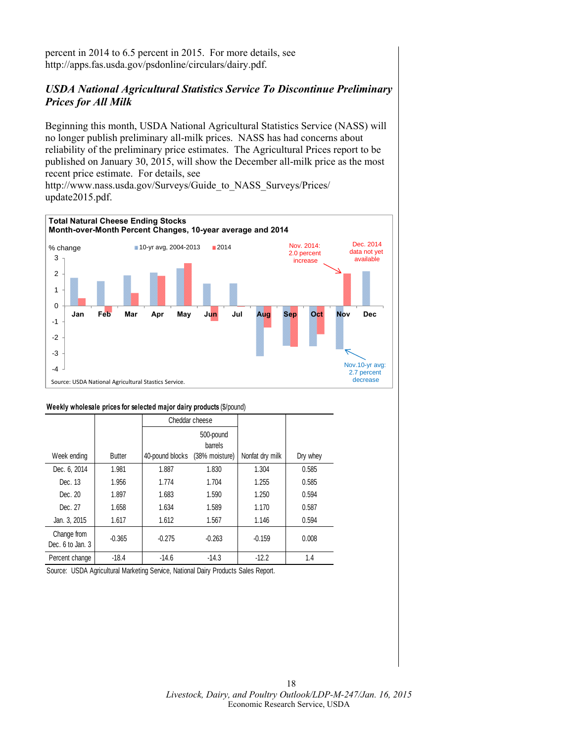percent in 2014 to 6.5 percent in 2015. For more details, see http://apps.fas.usda.gov/psdonline/circulars/dairy.pdf.

### *USDA National Agricultural Statistics Service To Discontinue Preliminary Prices for All Milk*

Beginning this month, USDA National Agricultural Statistics Service (NASS) will no longer publish preliminary all-milk prices. NASS has had concerns about reliability of the preliminary price estimates. The Agricultural Prices report to be published on January 30, 2015, will show the December all-milk price as the most recent price estimate. For details, see http://www.nass.usda.gov/Surveys/Guide_to_NASS_Surveys/Prices/update2015.pdf.

**Total Natural Cheese Ending Stocks**
**Month-over-Month Percent Changes, 10-year average and 2014**

% change — 10-yr avg, 2004-2013; 2014

Nov. 2014: 2.0 percent increase

Dec. 2014 data not yet available

Nov.10-yr avg: 2.7 percent decrease

Source: USDA National Agricultural Stastics Service.

**Weekly wholesale prices for selected major dairy products** ($/pound)

| Week ending | Butter | Cheddar cheese | | Nonfat dry milk | Dry whey |
|---|---|---|---|---|---|
| | | 40-pound blocks | 500-pound barrels (38% moisture) | | |
| Dec. 6, 2014 | 1.981 | 1.887 | 1.830 | 1.304 | 0.585 |
| Dec. 13 | 1.956 | 1.774 | 1.704 | 1.255 | 0.585 |
| Dec. 20 | 1.897 | 1.683 | 1.590 | 1.250 | 0.594 |
| Dec. 27 | 1.658 | 1.634 | 1.589 | 1.170 | 0.587 |
| Jan. 3, 2015 | 1.617 | 1.612 | 1.567 | 1.146 | 0.594 |
| Change from Dec. 6 to Jan. 3 | -0.365 | -0.275 | -0.263 | -0.159 | 0.008 |
| Percent change | -18.4 | -14.6 | -14.3 | -12.2 | 1.4 |

Source: USDA Agricultural Marketing Service, National Dairy Products Sales Report.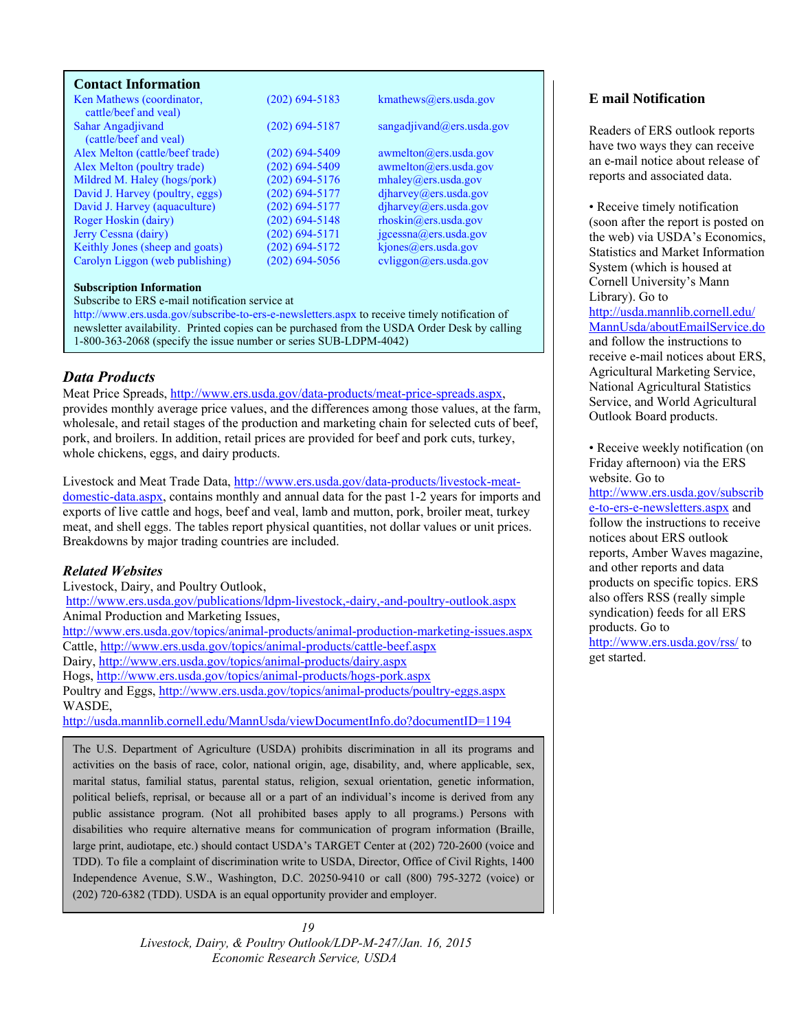## Contact Information

| | | |
|---|---|---|
| Ken Mathews (coordinator, cattle/beef and veal) | (202) 694-5183 | kmathews@ers.usda.gov |
| Sahar Angadjivand (cattle/beef and veal) | (202) 694-5187 | sangadjivand@ers.usda.gov |
| Alex Melton (cattle/beef trade) | (202) 694-5409 | awmelton@ers.usda.gov |
| Alex Melton (poultry trade) | (202) 694-5409 | awmelton@ers.usda.gov |
| Mildred M. Haley (hogs/pork) | (202) 694-5176 | mhaley@ers.usda.gov |
| David J. Harvey (poultry, eggs) | (202) 694-5177 | djharvey@ers.usda.gov |
| David J. Harvey (aquaculture) | (202) 694-5177 | djharvey@ers.usda.gov |
| Roger Hoskin (dairy) | (202) 694-5148 | rhoskin@ers.usda.gov |
| Jerry Cessna (dairy) | (202) 694-5171 | jgcessna@ers.usda.gov |
| Keithly Jones (sheep and goats) | (202) 694-5172 | kjones@ers.usda.gov |
| Carolyn Liggon (web publishing) | (202) 694-5056 | cvliggon@ers.usda.gov |

**Subscription Information**

Subscribe to ERS e-mail notification service at http://www.ers.usda.gov/subscribe-to-ers-e-newsletters.aspx to receive timely notification of newsletter availability. Printed copies can be purchased from the USDA Order Desk by calling 1-800-363-2068 (specify the issue number or series SUB-LDPM-4042)

### *Data Products*

Meat Price Spreads, http://www.ers.usda.gov/data-products/meat-price-spreads.aspx, provides monthly average price values, and the differences among those values, at the farm, wholesale, and retail stages of the production and marketing chain for selected cuts of beef, pork, and broilers. In addition, retail prices are provided for beef and pork cuts, turkey, whole chickens, eggs, and dairy products.

Livestock and Meat Trade Data, http://www.ers.usda.gov/data-products/livestock-meat-domestic-data.aspx, contains monthly and annual data for the past 1-2 years for imports and exports of live cattle and hogs, beef and veal, lamb and mutton, pork, broiler meat, turkey meat, and shell eggs. The tables report physical quantities, not dollar values or unit prices. Breakdowns by major trading countries are included.

### *Related Websites*

Livestock, Dairy, and Poultry Outlook,
http://www.ers.usda.gov/publications/ldpm-livestock,-dairy,-and-poultry-outlook.aspx
Animal Production and Marketing Issues,
http://www.ers.usda.gov/topics/animal-products/animal-production-marketing-issues.aspx
Cattle, http://www.ers.usda.gov/topics/animal-products/cattle-beef.aspx
Dairy, http://www.ers.usda.gov/topics/animal-products/dairy.aspx
Hogs, http://www.ers.usda.gov/topics/animal-products/hogs-pork.aspx
Poultry and Eggs, http://www.ers.usda.gov/topics/animal-products/poultry-eggs.aspx
WASDE,
http://usda.mannlib.cornell.edu/MannUsda/viewDocumentInfo.do?documentID=1194

The U.S. Department of Agriculture (USDA) prohibits discrimination in all its programs and activities on the basis of race, color, national origin, age, disability, and, where applicable, sex, marital status, familial status, parental status, religion, sexual orientation, genetic information, political beliefs, reprisal, or because all or a part of an individual's income is derived from any public assistance program. (Not all prohibited bases apply to all programs.) Persons with disabilities who require alternative means for communication of program information (Braille, large print, audiotape, etc.) should contact USDA's TARGET Center at (202) 720-2600 (voice and TDD). To file a complaint of discrimination write to USDA, Director, Office of Civil Rights, 1400 Independence Avenue, S.W., Washington, D.C. 20250-9410 or call (800) 795-3272 (voice) or (202) 720-6382 (TDD). USDA is an equal opportunity provider and employer.

## E mail Notification

Readers of ERS outlook reports have two ways they can receive an e-mail notice about release of reports and associated data.

- Receive timely notification (soon after the report is posted on the web) via USDA's Economics, Statistics and Market Information System (which is housed at Cornell University's Mann Library). Go to http://usda.mannlib.cornell.edu/MannUsda/aboutEmailService.do and follow the instructions to receive e-mail notices about ERS, Agricultural Marketing Service, National Agricultural Statistics Service, and World Agricultural Outlook Board products.

- Receive weekly notification (on Friday afternoon) via the ERS website. Go to http://www.ers.usda.gov/subscribe-to-ers-e-newsletters.aspx and follow the instructions to receive notices about ERS outlook reports, Amber Waves magazine, and other reports and data products on specific topics. ERS also offers RSS (really simple syndication) feeds for all ERS products. Go to http://www.ers.usda.gov/rss/ to get started.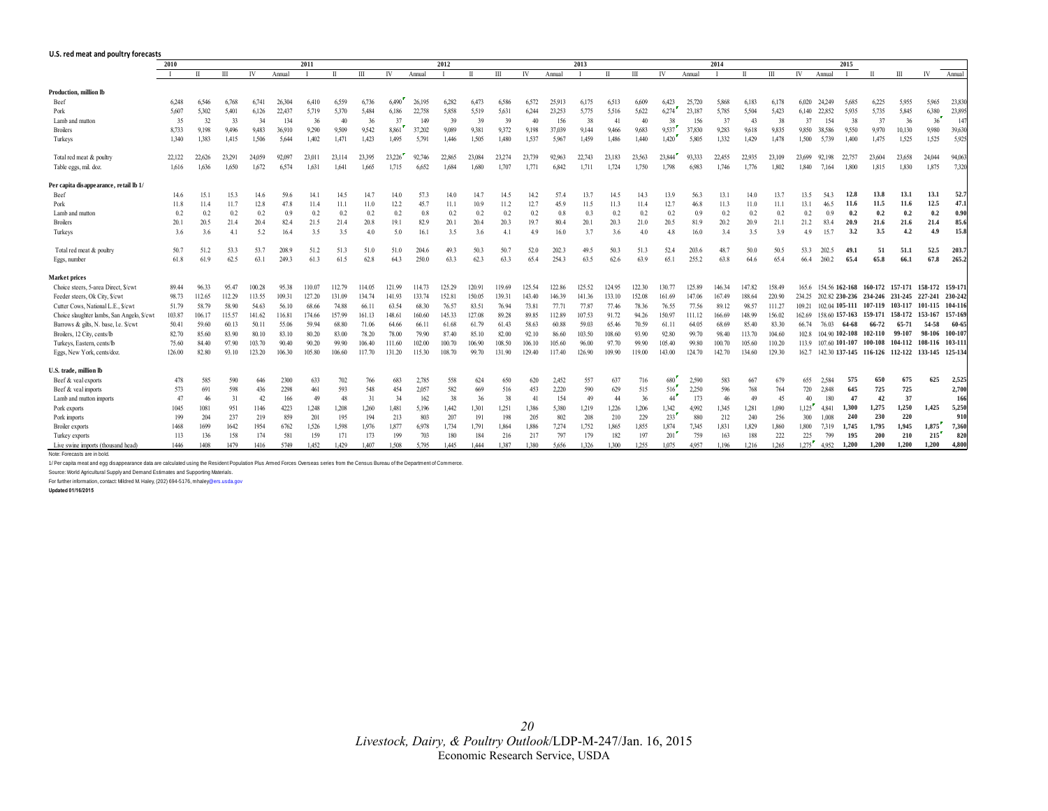**U.S. red meat and poultry forecasts**

| | 2010 | | | | | 2011 | | | | | 2012 | | | | | 2013 | | | | | 2014 | | | | | 2015 | | | | |
|---|---|---|---|---|---|---|---|---|---|---|---|---|---|---|---|---|---|---|---|---|---|---|---|---|---|---|---|---|---|---|
| | I | II | III | IV | Annual | I | II | III | IV | Annual | I | II | III | IV | Annual | I | II | III | IV | Annual | I | II | III | IV | Annual | I | II | III | IV | Annual |
| **Production, million lb** | | | | | | | | | | | | | | | | | | | | | | | | | | | | | | |
| Beef | 6,248 | 6,546 | 6,768 | 6,741 | 26,304 | 6,410 | 6,559 | 6,736 | 6,490 | 26,195 | 6,282 | 6,473 | 6,586 | 6,572 | 25,913 | 6,175 | 6,513 | 6,609 | 6,423 | 25,720 | 5,868 | 6,183 | 6,178 | 6,020 | 24,249 | 5,685 | 6,225 | 5,955 | 5,965 | 23,830 |
| Pork | 5,607 | 5,302 | 5,401 | 6,126 | 22,437 | 5,719 | 5,370 | 5,484 | 6,186 | 22,758 | 5,858 | 5,519 | 5,631 | 6,244 | 23,253 | 5,775 | 5,516 | 5,622 | 6,274 | 23,187 | 5,785 | 5,504 | 5,423 | 6,140 | 22,852 | 5,935 | 5,735 | 5,845 | 6,380 | 23,895 |
| Lamb and mutton | 35 | 32 | 33 | 34 | 134 | 36 | 40 | 36 | 37 | 149 | 39 | 39 | 39 | 40 | 156 | 38 | 41 | 40 | 38 | 156 | 37 | 43 | 38 | 37 | 154 | 38 | 37 | 36 | 36 | 147 |
| Broilers | 8,733 | 9,198 | 9,496 | 9,483 | 36,910 | 9,290 | 9,509 | 9,542 | 8,861 | 37,202 | 9,089 | 9,381 | 9,372 | 9,198 | 37,039 | 9,144 | 9,466 | 9,683 | 9,537 | 37,830 | 9,283 | 9,618 | 9,835 | 9,850 | 38,586 | 9,550 | 9,970 | 10,130 | 9,980 | 39,630 |
| Turkeys | 1,340 | 1,383 | 1,415 | 1,506 | 5,644 | 1,402 | 1,471 | 1,423 | 1,495 | 5,791 | 1,446 | 1,505 | 1,480 | 1,537 | 5,967 | 1,459 | 1,486 | 1,440 | 1,420 | 5,805 | 1,332 | 1,429 | 1,478 | 1,500 | 5,739 | 1,400 | 1,475 | 1,525 | 1,525 | 5,925 |
| Total red meat & poultry | 22,122 | 22,626 | 23,291 | 24,059 | 92,097 | 23,011 | 23,114 | 23,395 | 23,226 | 92,746 | 22,865 | 23,084 | 23,274 | 23,739 | 92,963 | 22,743 | 23,183 | 23,563 | 23,844 | 93,333 | 22,455 | 22,935 | 23,109 | 23,699 | 92,198 | 22,757 | 23,604 | 23,658 | 24,044 | 94,063 |
| Table eggs, mil. doz. | 1,616 | 1,636 | 1,650 | 1,672 | 6,574 | 1,631 | 1,641 | 1,665 | 1,715 | 6,652 | 1,684 | 1,680 | 1,707 | 1,771 | 6,842 | 1,711 | 1,724 | 1,750 | 1,798 | 6,983 | 1,746 | 1,776 | 1,802 | 1,840 | 7,164 | 1,800 | 1,815 | 1,830 | 1,875 | 7,320 |
| **Per capita disappearance, retail lb 1/** | | | | | | | | | | | | | | | | | | | | | | | | | | | | | | |
| Beef | 14.6 | 15.1 | 15.3 | 14.6 | 59.6 | 14.1 | 14.5 | 14.7 | 14.0 | 57.3 | 14.0 | 14.7 | 14.5 | 14.2 | 57.4 | 13.7 | 14.5 | 14.3 | 13.9 | 56.3 | 13.1 | 14.0 | 13.7 | 13.5 | 54.3 | **12.8** | **13.8** | **13.1** | **13.1** | **52.7** |
| Pork | 11.8 | 11.4 | 11.7 | 12.8 | 47.8 | 11.4 | 11.1 | 11.0 | 12.2 | 45.7 | 11.1 | 10.9 | 11.2 | 12.7 | 45.9 | 11.5 | 11.3 | 11.4 | 12.7 | 46.8 | 11.3 | 11.0 | 11.1 | 13.1 | 46.5 | **11.6** | **11.5** | **11.6** | **12.5** | **47.1** |
| Lamb and mutton | 0.2 | 0.2 | 0.2 | 0.2 | 0.9 | 0.2 | 0.2 | 0.2 | 0.2 | 0.8 | 0.2 | 0.2 | 0.2 | 0.2 | 0.8 | 0.3 | 0.2 | 0.2 | 0.2 | 0.9 | 0.2 | 0.2 | 0.2 | 0.2 | 0.9 | **0.2** | **0.2** | **0.2** | **0.2** | **0.90** |
| Broilers | 20.1 | 20.5 | 21.4 | 20.4 | 82.4 | 21.5 | 21.4 | 20.8 | 19.1 | 82.9 | 20.1 | 20.4 | 20.3 | 19.7 | 80.4 | 20.1 | 20.3 | 21.0 | 20.5 | 81.9 | 20.2 | 20.9 | 21.1 | 21.2 | 83.4 | **20.9** | **21.6** | **21.6** | **21.4** | **85.6** |
| Turkeys | 3.6 | 3.6 | 4.1 | 5.2 | 16.4 | 3.5 | 3.5 | 4.0 | 5.0 | 16.1 | 3.5 | 3.6 | 4.1 | 4.9 | 16.0 | 3.7 | 3.6 | 4.0 | 4.8 | 16.0 | 3.4 | 3.5 | 3.9 | 4.9 | 15.7 | **3.2** | **3.5** | **4.2** | **4.9** | **15.8** |
| Total red meat & poultry | 50.7 | 51.2 | 53.3 | 53.7 | 208.9 | 51.2 | 51.3 | 51.0 | 51.0 | 204.6 | 49.3 | 50.3 | 50.7 | 52.0 | 202.3 | 49.5 | 50.3 | 51.3 | 52.4 | 203.6 | 48.7 | 50.0 | 50.5 | 53.3 | 202.5 | **49.1** | **51** | **51.1** | **52.5** | **203.7** |
| Eggs, number | 61.8 | 61.9 | 62.5 | 63.1 | 249.3 | 61.3 | 61.5 | 62.8 | 64.3 | 250.0 | 63.3 | 62.3 | 63.3 | 65.4 | 254.3 | 63.5 | 62.6 | 63.9 | 65.1 | 255.2 | 63.8 | 64.6 | 65.4 | 66.4 | 260.2 | **65.4** | **65.8** | **66.1** | **67.8** | **265.2** |
| **Market prices** | | | | | | | | | | | | | | | | | | | | | | | | | | | | | | |
| Choice steers, 5-area Direct, $/cwt | 89.44 | 96.33 | 95.47 | 100.28 | 95.38 | 110.07 | 112.79 | 114.05 | 121.99 | 114.73 | 125.29 | 120.91 | 119.69 | 125.54 | 122.86 | 125.52 | 124.95 | 122.30 | 130.77 | 125.89 | 146.34 | 147.82 | 158.49 | 165.6 | 154.56 | **162-168** | **160-172** | **157-171** | **158-172** | **159-171** |
| Feeder steers, Ok City, $/cwt | 98.73 | 112.65 | 112.29 | 113.55 | 109.31 | 127.20 | 131.09 | 134.74 | 141.93 | 133.74 | 152.81 | 150.05 | 139.31 | 143.40 | 146.39 | 141.36 | 133.10 | 152.08 | 161.69 | 147.06 | 167.49 | 188.64 | 220.90 | 234.25 | 202.82 | **230-236** | **234-246** | **231-245** | **227-241** | **230-242** |
| Cutter Cows, National L.E., $/cwt | 51.79 | 58.79 | 58.90 | 54.63 | 56.10 | 68.66 | 74.88 | 66.11 | 63.54 | 68.30 | 76.57 | 83.51 | 76.94 | 73.81 | 77.71 | 77.87 | 77.46 | 78.36 | 76.55 | 77.56 | 89.12 | 98.57 | 111.27 | 109.21 | 102.04 | **105-111** | **107-119** | **103-117** | **101-115** | **104-116** |
| Choice slaughter lambs, San Angelo, $/cwt | 103.87 | 106.17 | 115.57 | 141.62 | 116.81 | 174.66 | 157.99 | 161.13 | 148.61 | 160.60 | 145.33 | 127.08 | 89.28 | 89.85 | 112.89 | 107.53 | 91.72 | 94.26 | 150.97 | 111.12 | 166.69 | 148.99 | 156.02 | 162.69 | 158.60 | **157-163** | **159-171** | **158-172** | **153-167** | **157-169** |
| Barrows & gilts, N. base, l.e. $/cwt | 50.41 | 59.60 | 60.13 | 50.11 | 55.06 | 59.94 | 68.80 | 71.06 | 64.66 | 66.11 | 61.68 | 61.79 | 61.43 | 58.63 | 60.88 | 59.03 | 65.46 | 70.59 | 61.11 | 64.05 | 68.69 | 85.40 | 83.30 | 66.74 | 76.03 | **64-68** | **66-72** | **65-71** | **54-58** | **60-65** |
| Broilers, 12 City, cents/lb | 82.70 | 85.60 | 83.90 | 80.10 | 83.10 | 80.20 | 83.00 | 78.20 | 78.00 | 79.90 | 87.40 | 85.10 | 82.00 | 92.10 | 86.60 | 103.50 | 108.60 | 93.90 | 92.80 | 99.70 | 98.40 | 113.70 | 104.60 | 102.8 | 104.90 | **102-108** | **102-110** | **99-107** | **98-106** | **100-107** |
| Turkeys, Eastern, cents/lb | 75.60 | 84.40 | 97.90 | 103.70 | 90.40 | 90.20 | 99.90 | 106.40 | 111.60 | 102.00 | 100.70 | 106.90 | 108.50 | 106.10 | 105.60 | 96.00 | 97.70 | 99.90 | 105.40 | 99.80 | 100.70 | 105.60 | 110.20 | 113.9 | 107.60 | **101-107** | **100-108** | **104-112** | **108-116** | **103-111** |
| Eggs, New York, cents/doz. | 126.00 | 82.80 | 93.10 | 123.20 | 106.30 | 105.80 | 106.60 | 117.70 | 131.20 | 115.30 | 108.70 | 99.70 | 131.90 | 129.40 | 117.40 | 126.90 | 109.90 | 119.00 | 143.00 | 124.70 | 142.70 | 134.60 | 129.30 | 162.7 | 142.30 | **137-145** | **116-126** | **112-122** | **133-145** | **125-134** |
| **U.S. trade, million lb** | | | | | | | | | | | | | | | | | | | | | | | | | | | | | | |
| Beef & veal exports | 478 | 585 | 590 | 646 | 2300 | 633 | 702 | 766 | 683 | 2,785 | 558 | 624 | 650 | 620 | 2,452 | 557 | 637 | 716 | 680 | 2,590 | 583 | 667 | 679 | 655 | 2,584 | **575** | **650** | **675** | **625** | **2,525** |
| Beef & veal imports | 573 | 691 | 598 | 436 | 2298 | 461 | 593 | 548 | 454 | 2,057 | 582 | 669 | 516 | 453 | 2,220 | 590 | 629 | 515 | 516 | 2,250 | 596 | 768 | 764 | 720 | 2,848 | **645** | **725** | **725** | | **2,700** |
| Lamb and mutton imports | 47 | 46 | 31 | 42 | 166 | 49 | 48 | 31 | 34 | 162 | 38 | 36 | 38 | 41 | 154 | 49 | 44 | 36 | 44 | 173 | 46 | 49 | 45 | 40 | 180 | **47** | **42** | **37** | | **166** |
| Pork exports | 1045 | 1081 | 951 | 1146 | 4223 | 1,248 | 1,208 | 1,260 | 1,481 | 5,196 | 1,442 | 1,301 | 1,251 | 1,386 | 5,380 | 1,219 | 1,226 | 1,206 | 1,342 | 4,992 | 1,345 | 1,281 | 1,090 | 1,125 | 4,841 | **1,300** | **1,275** | **1,250** | **1,425** | **5,250** |
| Pork imports | 199 | 204 | 237 | 219 | 859 | 201 | 195 | 194 | 213 | 803 | 207 | 191 | 198 | 205 | 802 | 208 | 210 | 229 | 233 | 880 | 212 | 240 | 256 | 300 | 1,008 | **240** | **230** | **220** | | **910** |
| Broiler exports | 1468 | 1699 | 1642 | 1954 | 6762 | 1,526 | 1,598 | 1,976 | 1,877 | 6,978 | 1,734 | 1,791 | 1,864 | 1,886 | 7,274 | 1,752 | 1,865 | 1,855 | 1,874 | 7,345 | 1,831 | 1,829 | 1,860 | 1,800 | 7,319 | **1,745** | **1,795** | **1,945** | **1,875** | **7,360** |
| Turkey exports | 113 | 136 | 158 | 174 | 581 | 159 | 171 | 173 | 199 | 703 | 180 | 184 | 216 | 217 | 797 | 179 | 182 | 197 | 201 | 759 | 163 | 188 | 222 | 225 | 799 | **195** | **200** | **210** | **215** | **820** |
| Live swine imports (thousand head) | 1446 | 1408 | 1479 | 1416 | 5749 | 1,452 | 1,429 | 1,407 | 1,508 | 5,795 | 1,445 | 1,444 | 1,387 | 1,380 | 5,656 | 1,326 | 1,300 | 1,255 | 1,075 | 4,957 | 1,196 | 1,216 | 1,265 | 1,275 | 4,952 | **1,200** | **1,200** | **1,200** | **1,200** | **4,800** |

Note: Forecasts are in bold.

1/ Per capita meat and egg disappearance data are calculated using the Resident Population Plus Armed Forces Overseas series from the Census Bureau of the Department of Commerce.

Source: World Agricultural Supply and Demand Estimates and Supporting Materials.

For further information, contact: Mildred M. Haley, (202) 694-5176, mhaley@ers.usda.gov

**Updated 01/16/2015**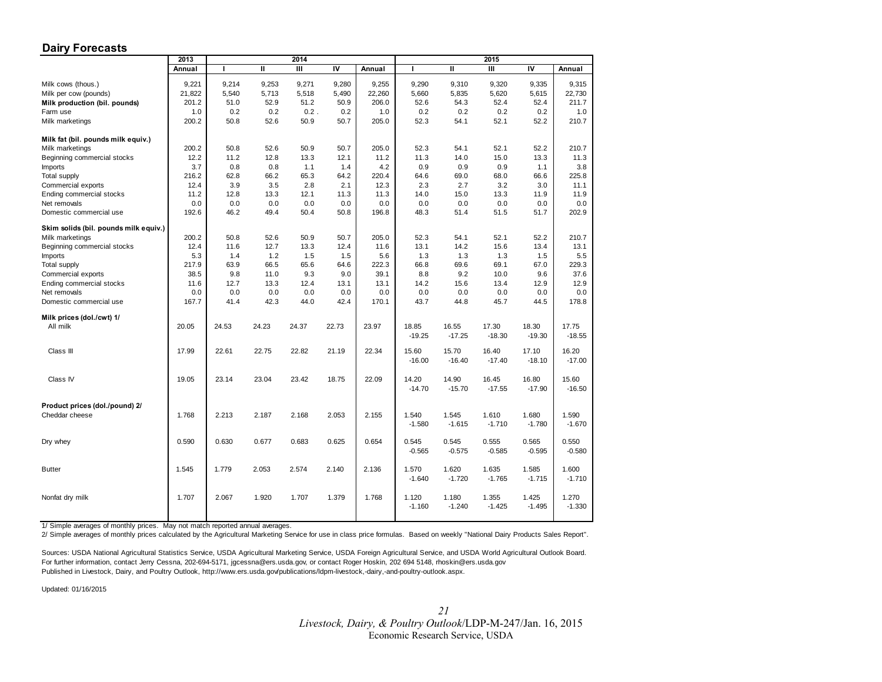## Dairy Forecasts

| | 2013 | 2014 | | | | | 2015 | | | | |
|---|---|---|---|---|---|---|---|---|---|---|---|
| | Annual | I | II | III | IV | Annual | I | II | III | IV | Annual |
| Milk cows (thous.) | 9,221 | 9,214 | 9,253 | 9,271 | 9,280 | 9,255 | 9,290 | 9,310 | 9,320 | 9,335 | 9,315 |
| Milk per cow (pounds) | 21,822 | 5,540 | 5,713 | 5,518 | 5,490 | 22,260 | 5,660 | 5,835 | 5,620 | 5,615 | 22,730 |
| **Milk production (bil. pounds)** | 201.2 | 51.0 | 52.9 | 51.2 | 50.9 | 206.0 | 52.6 | 54.3 | 52.4 | 52.4 | 211.7 |
| Farm use | 1.0 | 0.2 | 0.2 | 0.2 . | 0.2 | 1.0 | 0.2 | 0.2 | 0.2 | 0.2 | 1.0 |
| Milk marketings | 200.2 | 50.8 | 52.6 | 50.9 | 50.7 | 205.0 | 52.3 | 54.1 | 52.1 | 52.2 | 210.7 |
| **Milk fat (bil. pounds milk equiv.)** | | | | | | | | | | | |
| Milk marketings | 200.2 | 50.8 | 52.6 | 50.9 | 50.7 | 205.0 | 52.3 | 54.1 | 52.1 | 52.2 | 210.7 |
| Beginning commercial stocks | 12.2 | 11.2 | 12.8 | 13.3 | 12.1 | 11.2 | 11.3 | 14.0 | 15.0 | 13.3 | 11.3 |
| Imports | 3.7 | 0.8 | 0.8 | 1.1 | 1.4 | 4.2 | 0.9 | 0.9 | 0.9 | 1.1 | 3.8 |
| Total supply | 216.2 | 62.8 | 66.2 | 65.3 | 64.2 | 220.4 | 64.6 | 69.0 | 68.0 | 66.6 | 225.8 |
| Commercial exports | 12.4 | 3.9 | 3.5 | 2.8 | 2.1 | 12.3 | 2.3 | 2.7 | 3.2 | 3.0 | 11.1 |
| Ending commercial stocks | 11.2 | 12.8 | 13.3 | 12.1 | 11.3 | 11.3 | 14.0 | 15.0 | 13.3 | 11.9 | 11.9 |
| Net removals | 0.0 | 0.0 | 0.0 | 0.0 | 0.0 | 0.0 | 0.0 | 0.0 | 0.0 | 0.0 | 0.0 |
| Domestic commercial use | 192.6 | 46.2 | 49.4 | 50.4 | 50.8 | 196.8 | 48.3 | 51.4 | 51.5 | 51.7 | 202.9 |
| **Skim solids (bil. pounds milk equiv.)** | | | | | | | | | | | |
| Milk marketings | 200.2 | 50.8 | 52.6 | 50.9 | 50.7 | 205.0 | 52.3 | 54.1 | 52.1 | 52.2 | 210.7 |
| Beginning commercial stocks | 12.4 | 11.6 | 12.7 | 13.3 | 12.4 | 11.6 | 13.1 | 14.2 | 15.6 | 13.4 | 13.1 |
| Imports | 5.3 | 1.4 | 1.2 | 1.5 | 1.5 | 5.6 | 1.3 | 1.3 | 1.3 | 1.5 | 5.5 |
| Total supply | 217.9 | 63.9 | 66.5 | 65.6 | 64.6 | 222.3 | 66.8 | 69.6 | 69.1 | 67.0 | 229.3 |
| Commercial exports | 38.5 | 9.8 | 11.0 | 9.3 | 9.0 | 39.1 | 8.8 | 9.2 | 10.0 | 9.6 | 37.6 |
| Ending commercial stocks | 11.6 | 12.7 | 13.3 | 12.4 | 13.1 | 13.1 | 14.2 | 15.6 | 13.4 | 12.9 | 12.9 |
| Net removals | 0.0 | 0.0 | 0.0 | 0.0 | 0.0 | 0.0 | 0.0 | 0.0 | 0.0 | 0.0 | 0.0 |
| Domestic commercial use | 167.7 | 41.4 | 42.3 | 44.0 | 42.4 | 170.1 | 43.7 | 44.8 | 45.7 | 44.5 | 178.8 |
| **Milk prices (dol./cwt) 1/** | | | | | | | | | | | |
| All milk | 20.05 | 24.53 | 24.23 | 24.37 | 22.73 | 23.97 | 18.85 | 16.55 | 17.30 | 18.30 | 17.75 |
| | | | | | | | -19.25 | -17.25 | -18.30 | -19.30 | -18.55 |
| Class III | 17.99 | 22.61 | 22.75 | 22.82 | 21.19 | 22.34 | 15.60 | 15.70 | 16.40 | 17.10 | 16.20 |
| | | | | | | | -16.00 | -16.40 | -17.40 | -18.10 | -17.00 |
| Class IV | 19.05 | 23.14 | 23.04 | 23.42 | 18.75 | 22.09 | 14.20 | 14.90 | 16.45 | 16.80 | 15.60 |
| | | | | | | | -14.70 | -15.70 | -17.55 | -17.90 | -16.50 |
| **Product prices (dol./pound) 2/** | | | | | | | | | | | |
| Cheddar cheese | 1.768 | 2.213 | 2.187 | 2.168 | 2.053 | 2.155 | 1.540 | 1.545 | 1.610 | 1.680 | 1.590 |
| | | | | | | | -1.580 | -1.615 | -1.710 | -1.780 | -1.670 |
| Dry whey | 0.590 | 0.630 | 0.677 | 0.683 | 0.625 | 0.654 | 0.545 | 0.545 | 0.555 | 0.565 | 0.550 |
| | | | | | | | -0.565 | -0.575 | -0.585 | -0.595 | -0.580 |
| Butter | 1.545 | 1.779 | 2.053 | 2.574 | 2.140 | 2.136 | 1.570 | 1.620 | 1.635 | 1.585 | 1.600 |
| | | | | | | | -1.640 | -1.720 | -1.765 | -1.715 | -1.710 |
| Nonfat dry milk | 1.707 | 2.067 | 1.920 | 1.707 | 1.379 | 1.768 | 1.120 | 1.180 | 1.355 | 1.425 | 1.270 |
| | | | | | | | -1.160 | -1.240 | -1.425 | -1.495 | -1.330 |

1/ Simple averages of monthly prices. May not match reported annual averages.

2/ Simple averages of monthly prices calculated by the Agricultural Marketing Service for use in class price formulas. Based on weekly "National Dairy Products Sales Report".

Sources: USDA National Agricultural Statistics Service, USDA Agricultural Marketing Service, USDA Foreign Agricultural Service, and USDA World Agricultural Outlook Board.
For further information, contact Jerry Cessna, 202-694-5171, jgcessna@ers.usda.gov, or contact Roger Hoskin, 202 694 5148, rhoskin@ers.usda.gov
Published in Livestock, Dairy, and Poultry Outlook, http://www.ers.usda.gov/publications/ldpm-livestock,-dairy,-and-poultry-outlook.aspx.

Updated: 01/16/2015